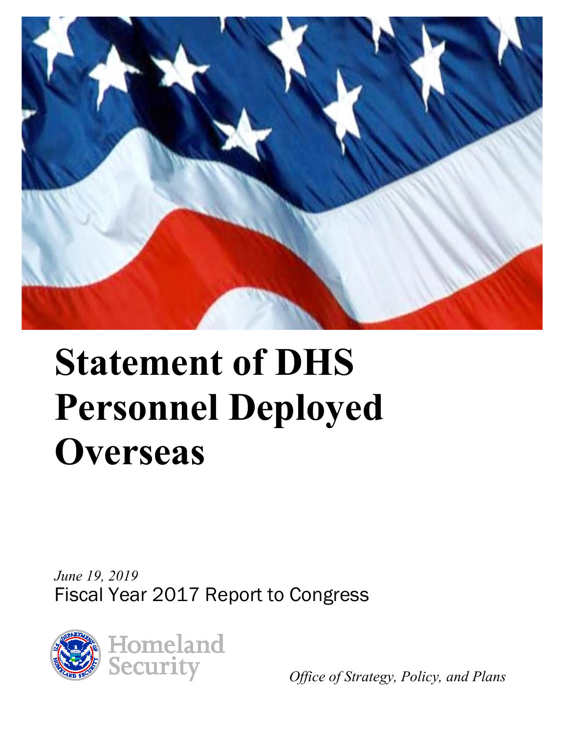# Statement of DHS Personnel Deployed Overseas

*June 19, 2019*

Fiscal Year 2017 Report to Congress

Homeland Security

*Office of Strategy, Policy, and Plans*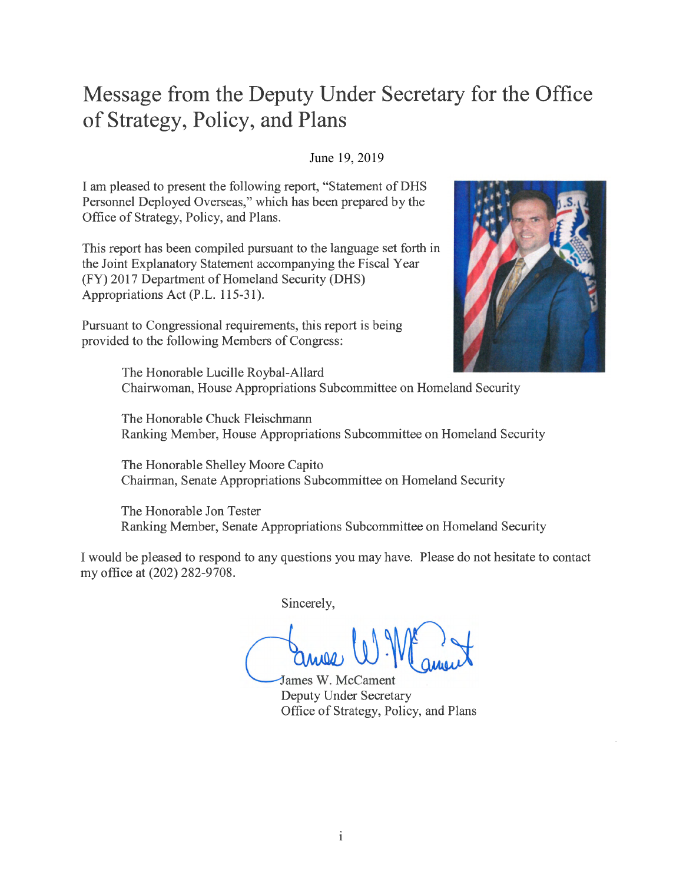# Message from the Deputy Under Secretary for the Office of Strategy, Policy, and Plans

June 19, 2019

I am pleased to present the following report, "Statement of DHS Personnel Deployed Overseas," which has been prepared by the Office of Strategy, Policy, and Plans.

This report has been compiled pursuant to the language set forth in the Joint Explanatory Statement accompanying the Fiscal Year (FY) 2017 Department of Homeland Security (DHS) Appropriations Act (P.L. 115-31).

Pursuant to Congressional requirements, this report is being provided to the following Members of Congress:

> The Honorable Lucille Roybal-Allard
> Chairwoman, House Appropriations Subcommittee on Homeland Security
>
> The Honorable Chuck Fleischmann
> Ranking Member, House Appropriations Subcommittee on Homeland Security
>
> The Honorable Shelley Moore Capito
> Chairman, Senate Appropriations Subcommittee on Homeland Security
>
> The Honorable Jon Tester
> Ranking Member, Senate Appropriations Subcommittee on Homeland Security

I would be pleased to respond to any questions you may have. Please do not hesitate to contact my office at (202) 282-9708.

Sincerely,

James W. McCament
Deputy Under Secretary
Office of Strategy, Policy, and Plans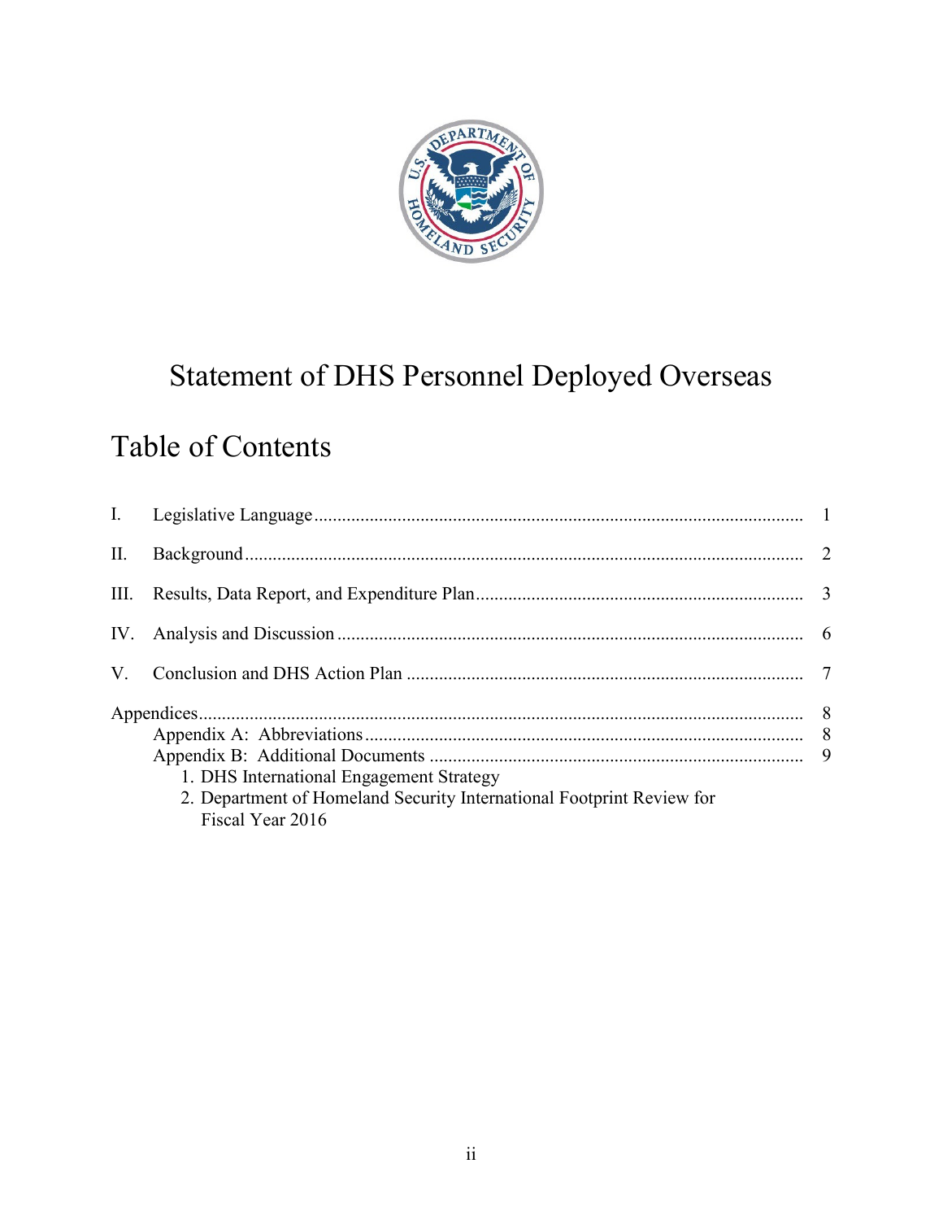# Statement of DHS Personnel Deployed Overseas

## Table of Contents

I. Legislative Language ........................................................................................................ 1

II. Background ....................................................................................................................... 2

III. Results, Data Report, and Expenditure Plan ..................................................................... 3

IV. Analysis and Discussion ................................................................................................... 6

V. Conclusion and DHS Action Plan .................................................................................... 7

Appendices ................................................................................................................................ 8
- Appendix A: Abbreviations ............................................................................................ 8
- Appendix B: Additional Documents ............................................................................... 9
  1. DHS International Engagement Strategy
  2. Department of Homeland Security International Footprint Review for Fiscal Year 2016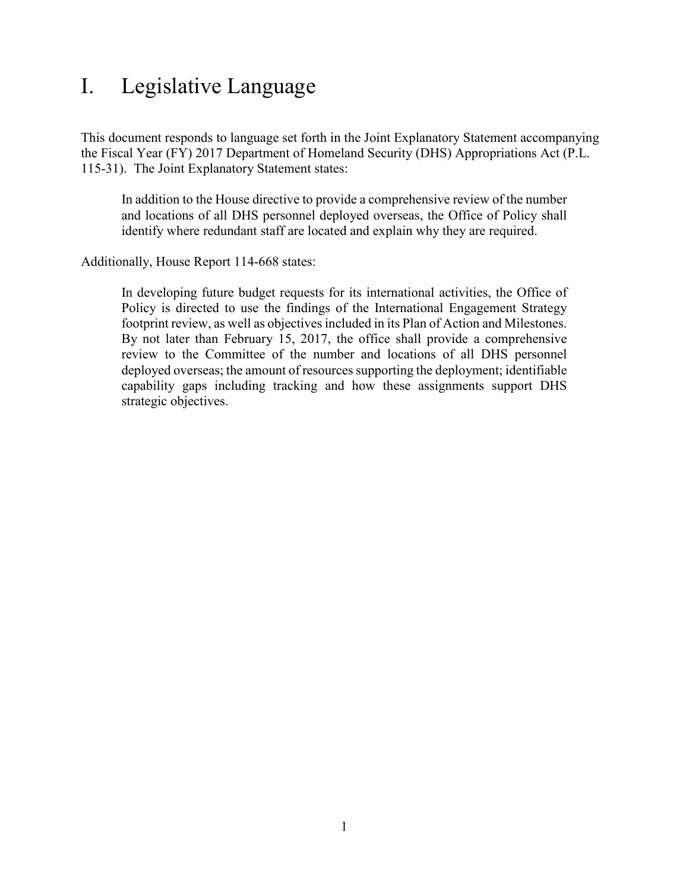# I. Legislative Language

This document responds to language set forth in the Joint Explanatory Statement accompanying the Fiscal Year (FY) 2017 Department of Homeland Security (DHS) Appropriations Act (P.L. 115-31). The Joint Explanatory Statement states:

> In addition to the House directive to provide a comprehensive review of the number and locations of all DHS personnel deployed overseas, the Office of Policy shall identify where redundant staff are located and explain why they are required.

Additionally, House Report 114-668 states:

> In developing future budget requests for its international activities, the Office of Policy is directed to use the findings of the International Engagement Strategy footprint review, as well as objectives included in its Plan of Action and Milestones. By not later than February 15, 2017, the office shall provide a comprehensive review to the Committee of the number and locations of all DHS personnel deployed overseas; the amount of resources supporting the deployment; identifiable capability gaps including tracking and how these assignments support DHS strategic objectives.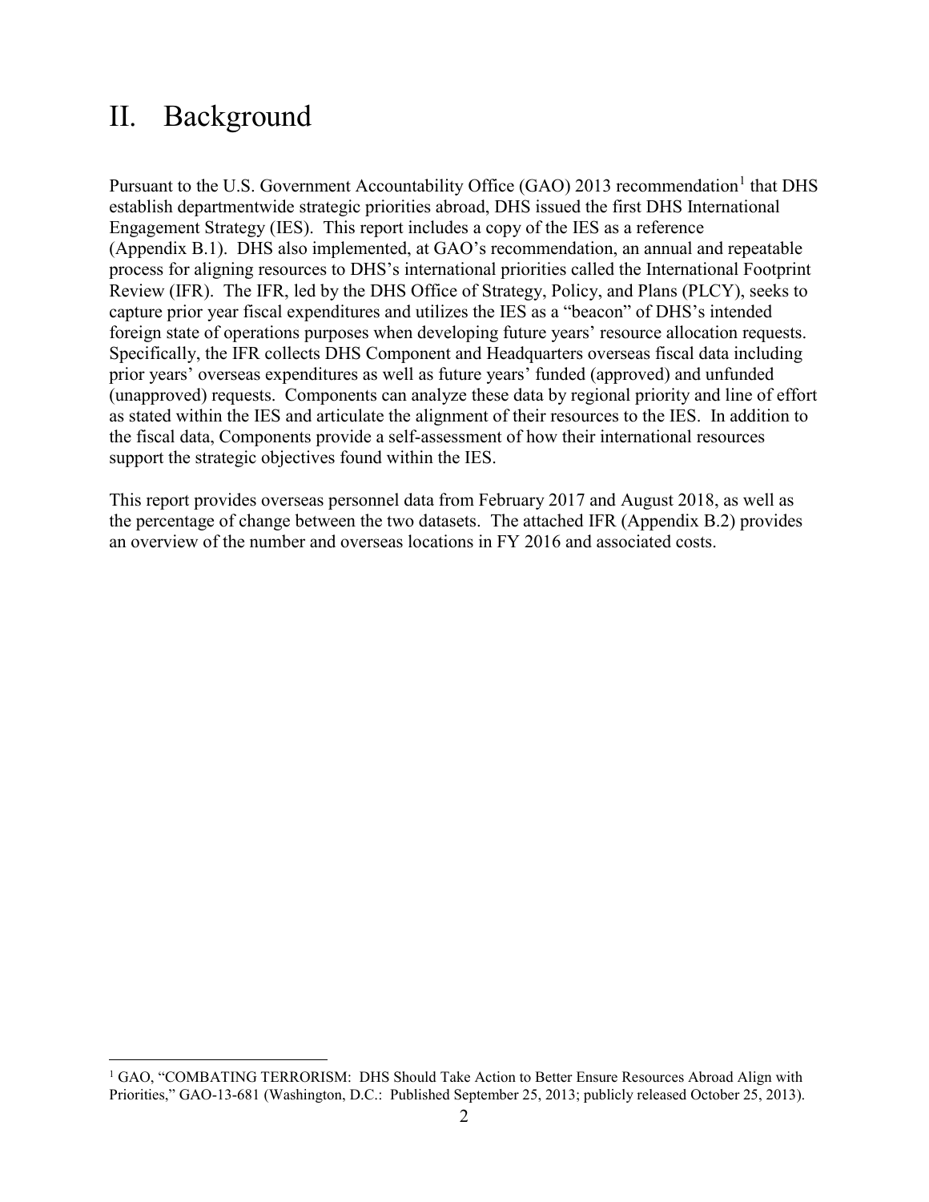# II. Background

Pursuant to the U.S. Government Accountability Office (GAO) 2013 recommendation[1] that DHS establish departmentwide strategic priorities abroad, DHS issued the first DHS International Engagement Strategy (IES). This report includes a copy of the IES as a reference (Appendix B.1). DHS also implemented, at GAO's recommendation, an annual and repeatable process for aligning resources to DHS's international priorities called the International Footprint Review (IFR). The IFR, led by the DHS Office of Strategy, Policy, and Plans (PLCY), seeks to capture prior year fiscal expenditures and utilizes the IES as a "beacon" of DHS's intended foreign state of operations purposes when developing future years' resource allocation requests. Specifically, the IFR collects DHS Component and Headquarters overseas fiscal data including prior years' overseas expenditures as well as future years' funded (approved) and unfunded (unapproved) requests. Components can analyze these data by regional priority and line of effort as stated within the IES and articulate the alignment of their resources to the IES. In addition to the fiscal data, Components provide a self-assessment of how their international resources support the strategic objectives found within the IES.

This report provides overseas personnel data from February 2017 and August 2018, as well as the percentage of change between the two datasets. The attached IFR (Appendix B.2) provides an overview of the number and overseas locations in FY 2016 and associated costs.

[1] GAO, "COMBATING TERRORISM: DHS Should Take Action to Better Ensure Resources Abroad Align with Priorities," GAO-13-681 (Washington, D.C.: Published September 25, 2013; publicly released October 25, 2013).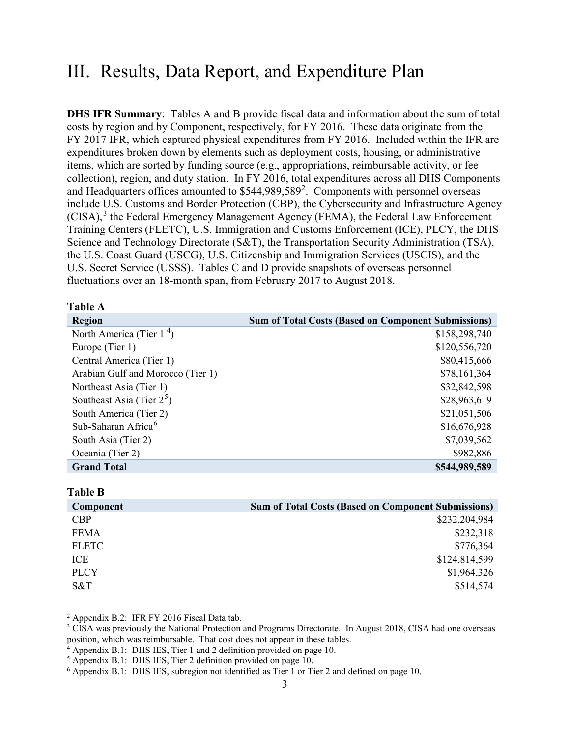# III. Results, Data Report, and Expenditure Plan

**DHS IFR Summary**: Tables A and B provide fiscal data and information about the sum of total costs by region and by Component, respectively, for FY 2016. These data originate from the FY 2017 IFR, which captured physical expenditures from FY 2016. Included within the IFR are expenditures broken down by elements such as deployment costs, housing, or administrative items, which are sorted by funding source (e.g., appropriations, reimbursable activity, or fee collection), region, and duty station. In FY 2016, total expenditures across all DHS Components and Headquarters offices amounted to $544,989,589[2]. Components with personnel overseas include U.S. Customs and Border Protection (CBP), the Cybersecurity and Infrastructure Agency (CISA),[3] the Federal Emergency Management Agency (FEMA), the Federal Law Enforcement Training Centers (FLETC), U.S. Immigration and Customs Enforcement (ICE), PLCY, the DHS Science and Technology Directorate (S&T), the Transportation Security Administration (TSA), the U.S. Coast Guard (USCG), U.S. Citizenship and Immigration Services (USCIS), and the U.S. Secret Service (USSS). Tables C and D provide snapshots of overseas personnel fluctuations over an 18-month span, from February 2017 to August 2018.

**Table A**

| Region | Sum of Total Costs (Based on Component Submissions) |
|---|---:|
| North America (Tier 1[4]) | $158,298,740 |
| Europe (Tier 1) | $120,556,720 |
| Central America (Tier 1) | $80,415,666 |
| Arabian Gulf and Morocco (Tier 1) | $78,161,364 |
| Northeast Asia (Tier 1) | $32,842,598 |
| Southeast Asia (Tier 2[5]) | $28,963,619 |
| South America (Tier 2) | $21,051,506 |
| Sub-Saharan Africa[6] | $16,676,928 |
| South Asia (Tier 2) | $7,039,562 |
| Oceania (Tier 2) | $982,886 |
| **Grand Total** | **$544,989,589** |

**Table B**

| Component | Sum of Total Costs (Based on Component Submissions) |
|---|---:|
| CBP | $232,204,984 |
| FEMA | $232,318 |
| FLETC | $776,364 |
| ICE | $124,814,599 |
| PLCY | $1,964,326 |
| S&T | $514,574 |

---

[2] Appendix B.2: IFR FY 2016 Fiscal Data tab.

[3] CISA was previously the National Protection and Programs Directorate. In August 2018, CISA had one overseas position, which was reimbursable. That cost does not appear in these tables.

[4] Appendix B.1: DHS IES, Tier 1 and 2 definition provided on page 10.

[5] Appendix B.1: DHS IES, Tier 2 definition provided on page 10.

[6] Appendix B.1: DHS IES, subregion not identified as Tier 1 or Tier 2 and defined on page 10.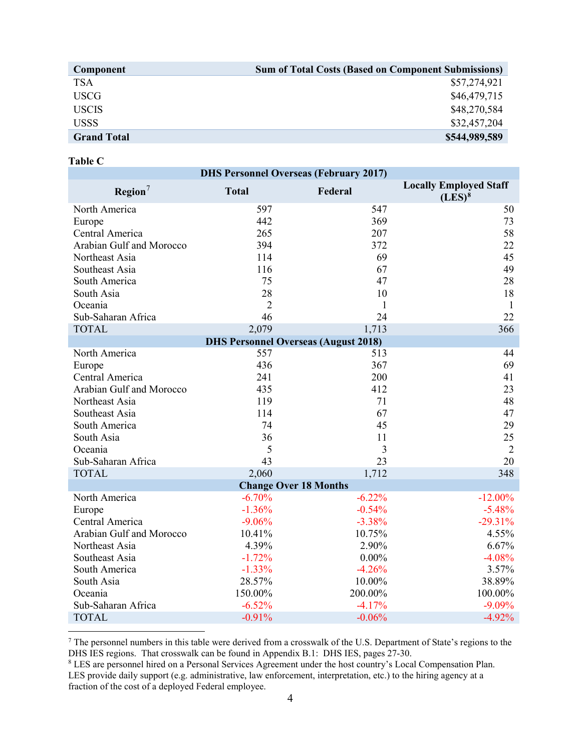| Component | Sum of Total Costs (Based on Component Submissions) |
| --- | --- |
| TSA | $57,274,921 |
| USCG | $46,479,715 |
| USCIS | $48,270,584 |
| USSS | $32,457,204 |
| **Grand Total** | **$544,989,589** |

**Table C**

| Region[7] | Total | Federal | Locally Employed Staff (LES)[8] |
| --- | --- | --- | --- |
| **DHS Personnel Overseas (February 2017)** | | | |
| North America | 597 | 547 | 50 |
| Europe | 442 | 369 | 73 |
| Central America | 265 | 207 | 58 |
| Arabian Gulf and Morocco | 394 | 372 | 22 |
| Northeast Asia | 114 | 69 | 45 |
| Southeast Asia | 116 | 67 | 49 |
| South America | 75 | 47 | 28 |
| South Asia | 28 | 10 | 18 |
| Oceania | 2 | 1 | 1 |
| Sub-Saharan Africa | 46 | 24 | 22 |
| TOTAL | 2,079 | 1,713 | 366 |
| **DHS Personnel Overseas (August 2018)** | | | |
| North America | 557 | 513 | 44 |
| Europe | 436 | 367 | 69 |
| Central America | 241 | 200 | 41 |
| Arabian Gulf and Morocco | 435 | 412 | 23 |
| Northeast Asia | 119 | 71 | 48 |
| Southeast Asia | 114 | 67 | 47 |
| South America | 74 | 45 | 29 |
| South Asia | 36 | 11 | 25 |
| Oceania | 5 | 3 | 2 |
| Sub-Saharan Africa | 43 | 23 | 20 |
| TOTAL | 2,060 | 1,712 | 348 |
| **Change Over 18 Months** | | | |
| North America | -6.70% | -6.22% | -12.00% |
| Europe | -1.36% | -0.54% | -5.48% |
| Central America | -9.06% | -3.38% | -29.31% |
| Arabian Gulf and Morocco | 10.41% | 10.75% | 4.55% |
| Northeast Asia | 4.39% | 2.90% | 6.67% |
| Southeast Asia | -1.72% | 0.00% | -4.08% |
| South America | -1.33% | -4.26% | 3.57% |
| South Asia | 28.57% | 10.00% | 38.89% |
| Oceania | 150.00% | 200.00% | 100.00% |
| Sub-Saharan Africa | -6.52% | -4.17% | -9.09% |
| TOTAL | -0.91% | -0.06% | -4.92% |

---

[7] The personnel numbers in this table were derived from a crosswalk of the U.S. Department of State's regions to the DHS IES regions. That crosswalk can be found in Appendix B.1: DHS IES, pages 27-30.

[8] LES are personnel hired on a Personal Services Agreement under the host country's Local Compensation Plan. LES provide daily support (e.g. administrative, law enforcement, interpretation, etc.) to the hiring agency at a fraction of the cost of a deployed Federal employee.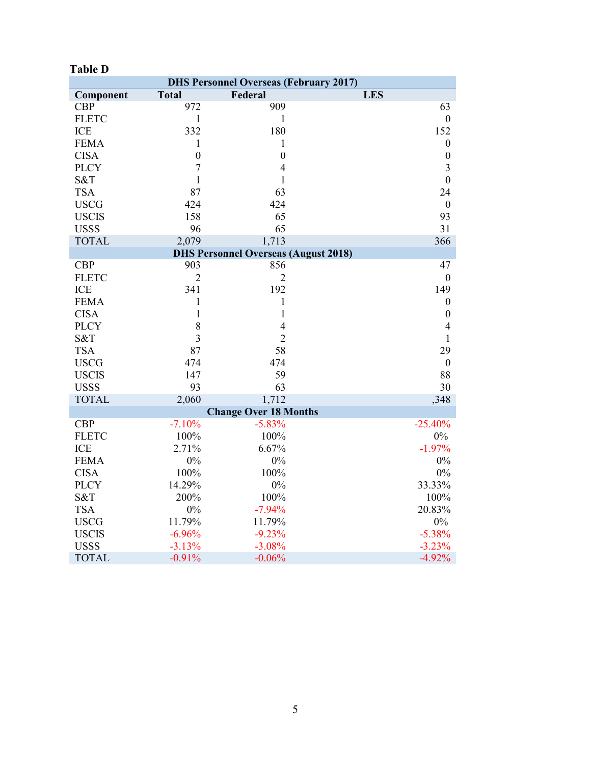**Table D**

| DHS Personnel Overseas (February 2017) | | | |
|---|---|---|---|
| **Component** | **Total** | **Federal** | **LES** |
| CBP | 972 | 909 | 63 |
| FLETC | 1 | 1 | 0 |
| ICE | 332 | 180 | 152 |
| FEMA | 1 | 1 | 0 |
| CISA | 0 | 0 | 0 |
| PLCY | 7 | 4 | 3 |
| S&T | 1 | 1 | 0 |
| TSA | 87 | 63 | 24 |
| USCG | 424 | 424 | 0 |
| USCIS | 158 | 65 | 93 |
| USSS | 96 | 65 | 31 |
| TOTAL | 2,079 | 1,713 | 366 |
| **DHS Personnel Overseas (August 2018)** | | | |
| CBP | 903 | 856 | 47 |
| FLETC | 2 | 2 | 0 |
| ICE | 341 | 192 | 149 |
| FEMA | 1 | 1 | 0 |
| CISA | 1 | 1 | 0 |
| PLCY | 8 | 4 | 4 |
| S&T | 3 | 2 | 1 |
| TSA | 87 | 58 | 29 |
| USCG | 474 | 474 | 0 |
| USCIS | 147 | 59 | 88 |
| USSS | 93 | 63 | 30 |
| TOTAL | 2,060 | 1,712 | ,348 |
| **Change Over 18 Months** | | | |
| CBP | -7.10% | -5.83% | -25.40% |
| FLETC | 100% | 100% | 0% |
| ICE | 2.71% | 6.67% | -1.97% |
| FEMA | 0% | 0% | 0% |
| CISA | 100% | 100% | 0% |
| PLCY | 14.29% | 0% | 33.33% |
| S&T | 200% | 100% | 100% |
| TSA | 0% | -7.94% | 20.83% |
| USCG | 11.79% | 11.79% | 0% |
| USCIS | -6.96% | -9.23% | -5.38% |
| USSS | -3.13% | -3.08% | -3.23% |
| TOTAL | -0.91% | -0.06% | -4.92% |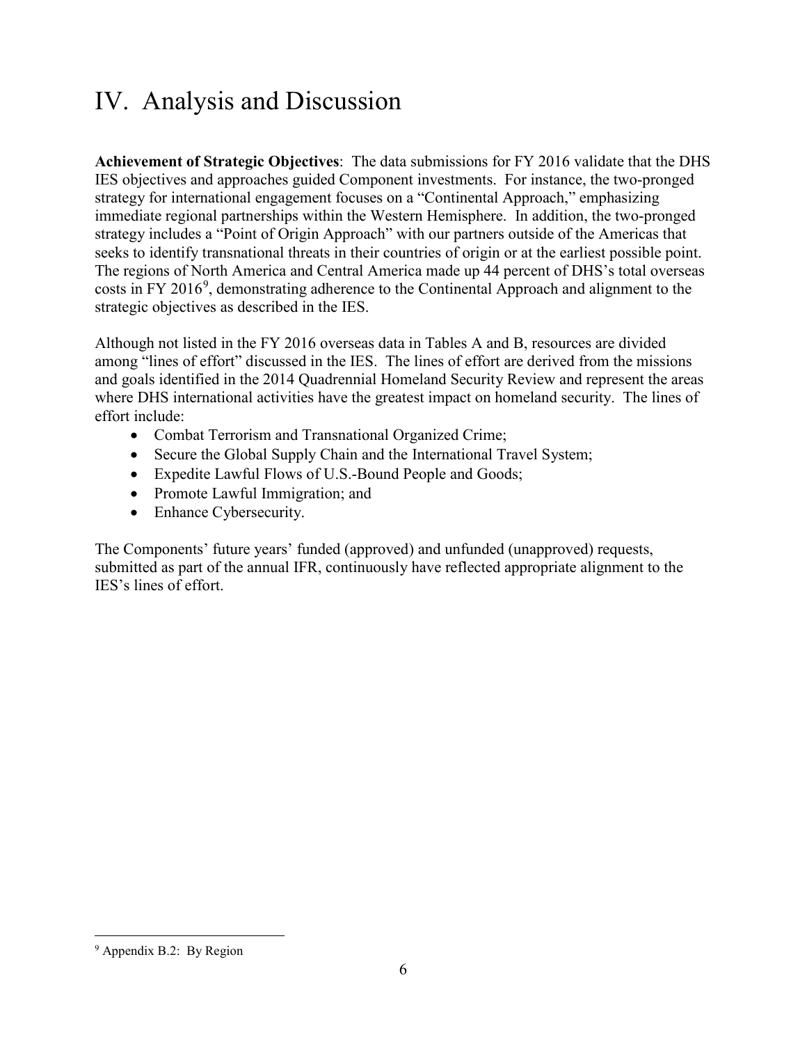# IV. Analysis and Discussion

**Achievement of Strategic Objectives**: The data submissions for FY 2016 validate that the DHS IES objectives and approaches guided Component investments. For instance, the two-pronged strategy for international engagement focuses on a "Continental Approach," emphasizing immediate regional partnerships within the Western Hemisphere. In addition, the two-pronged strategy includes a "Point of Origin Approach" with our partners outside of the Americas that seeks to identify transnational threats in their countries of origin or at the earliest possible point. The regions of North America and Central America made up 44 percent of DHS's total overseas costs in FY 2016[9], demonstrating adherence to the Continental Approach and alignment to the strategic objectives as described in the IES.

Although not listed in the FY 2016 overseas data in Tables A and B, resources are divided among "lines of effort" discussed in the IES. The lines of effort are derived from the missions and goals identified in the 2014 Quadrennial Homeland Security Review and represent the areas where DHS international activities have the greatest impact on homeland security. The lines of effort include:

- Combat Terrorism and Transnational Organized Crime;
- Secure the Global Supply Chain and the International Travel System;
- Expedite Lawful Flows of U.S.-Bound People and Goods;
- Promote Lawful Immigration; and
- Enhance Cybersecurity.

The Components' future years' funded (approved) and unfunded (unapproved) requests, submitted as part of the annual IFR, continuously have reflected appropriate alignment to the IES's lines of effort.

[9] Appendix B.2: By Region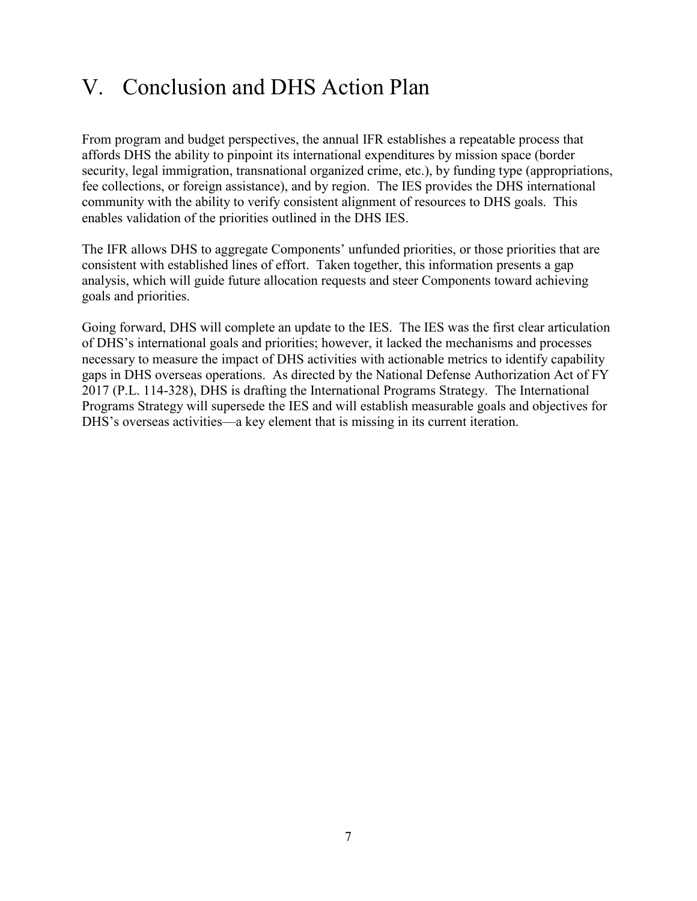# V. Conclusion and DHS Action Plan

From program and budget perspectives, the annual IFR establishes a repeatable process that affords DHS the ability to pinpoint its international expenditures by mission space (border security, legal immigration, transnational organized crime, etc.), by funding type (appropriations, fee collections, or foreign assistance), and by region. The IES provides the DHS international community with the ability to verify consistent alignment of resources to DHS goals. This enables validation of the priorities outlined in the DHS IES.

The IFR allows DHS to aggregate Components' unfunded priorities, or those priorities that are consistent with established lines of effort. Taken together, this information presents a gap analysis, which will guide future allocation requests and steer Components toward achieving goals and priorities.

Going forward, DHS will complete an update to the IES. The IES was the first clear articulation of DHS's international goals and priorities; however, it lacked the mechanisms and processes necessary to measure the impact of DHS activities with actionable metrics to identify capability gaps in DHS overseas operations. As directed by the National Defense Authorization Act of FY 2017 (P.L. 114-328), DHS is drafting the International Programs Strategy. The International Programs Strategy will supersede the IES and will establish measurable goals and objectives for DHS's overseas activities—a key element that is missing in its current iteration.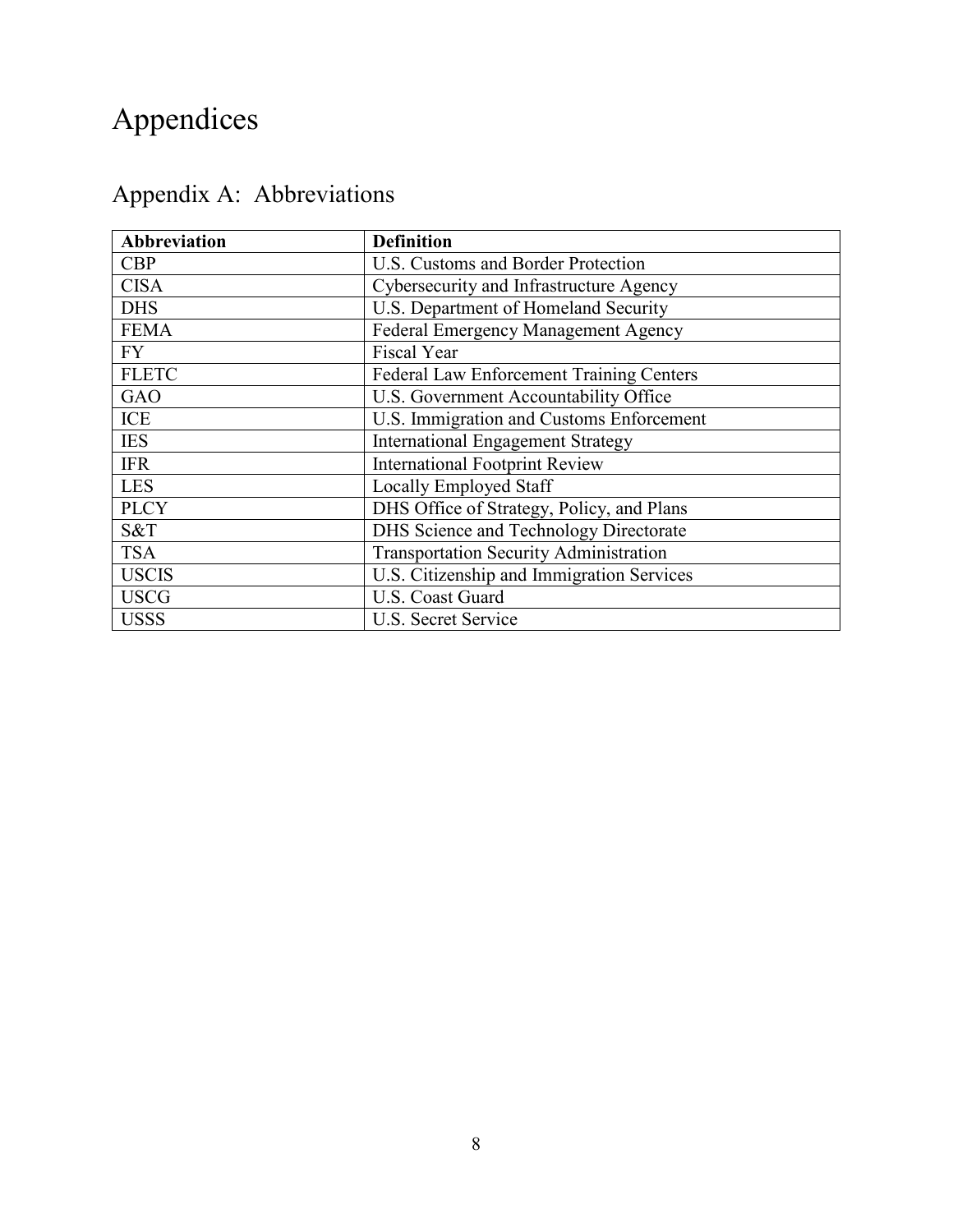# Appendices

## Appendix A: Abbreviations

| Abbreviation | Definition |
| --- | --- |
| CBP | U.S. Customs and Border Protection |
| CISA | Cybersecurity and Infrastructure Agency |
| DHS | U.S. Department of Homeland Security |
| FEMA | Federal Emergency Management Agency |
| FY | Fiscal Year |
| FLETC | Federal Law Enforcement Training Centers |
| GAO | U.S. Government Accountability Office |
| ICE | U.S. Immigration and Customs Enforcement |
| IES | International Engagement Strategy |
| IFR | International Footprint Review |
| LES | Locally Employed Staff |
| PLCY | DHS Office of Strategy, Policy, and Plans |
| S&T | DHS Science and Technology Directorate |
| TSA | Transportation Security Administration |
| USCIS | U.S. Citizenship and Immigration Services |
| USCG | U.S. Coast Guard |
| USSS | U.S. Secret Service |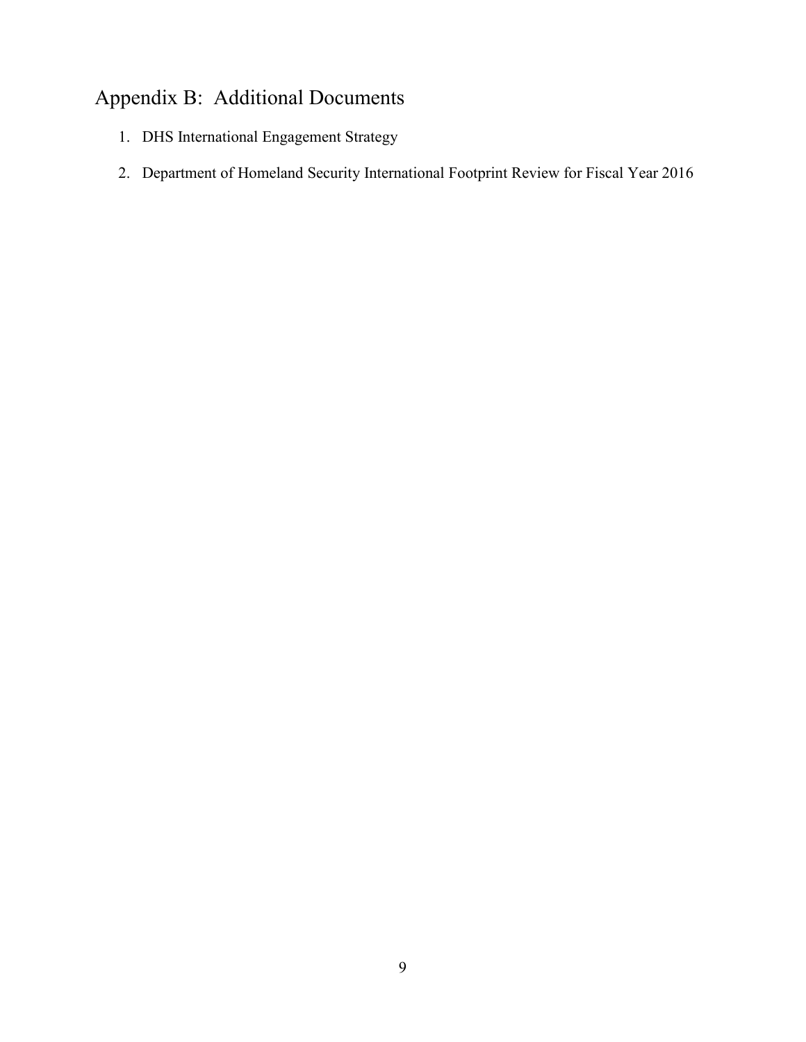# Appendix B: Additional Documents

1. DHS International Engagement Strategy
2. Department of Homeland Security International Footprint Review for Fiscal Year 2016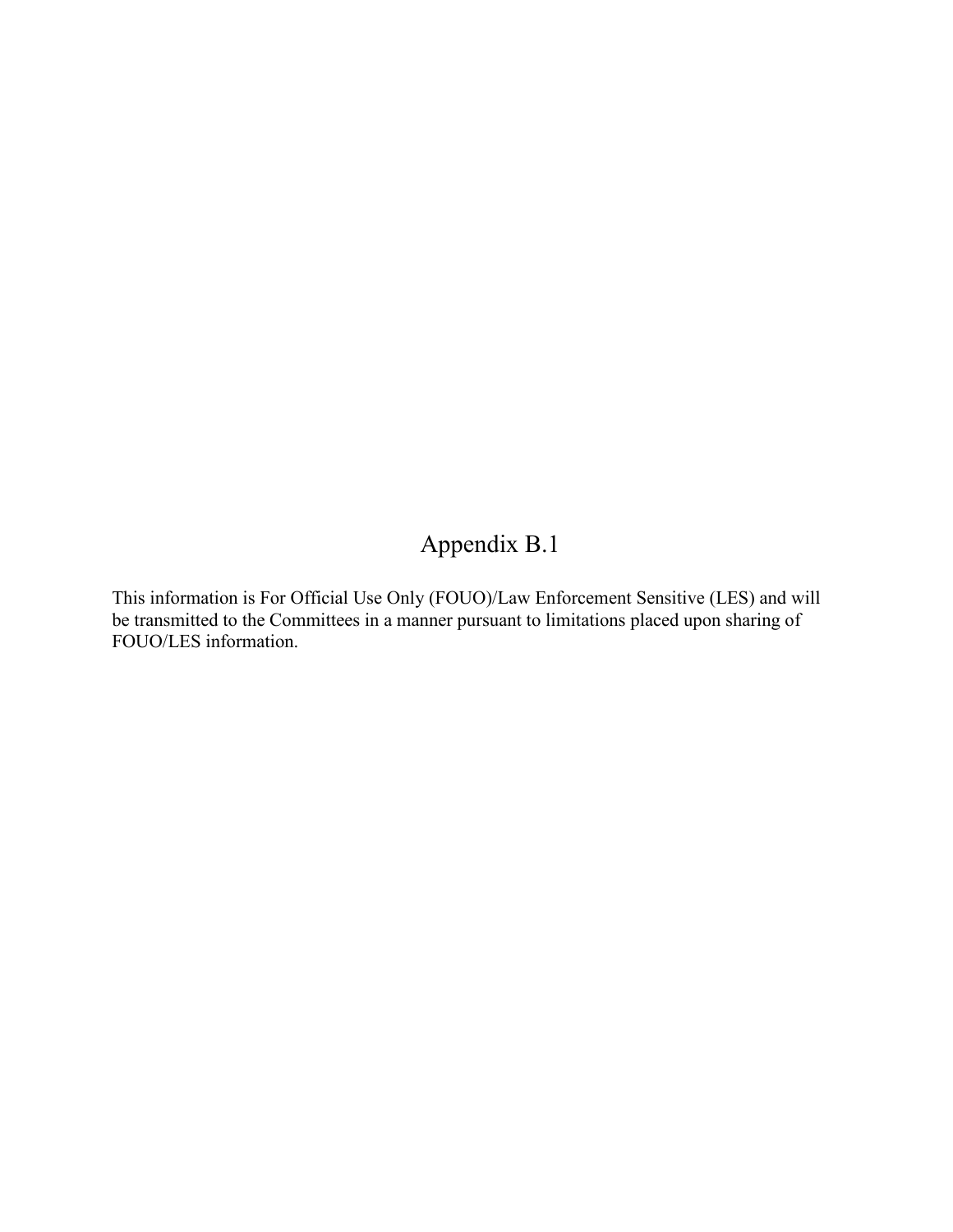# Appendix B.1

This information is For Official Use Only (FOUO)/Law Enforcement Sensitive (LES) and will be transmitted to the Committees in a manner pursuant to limitations placed upon sharing of FOUO/LES information.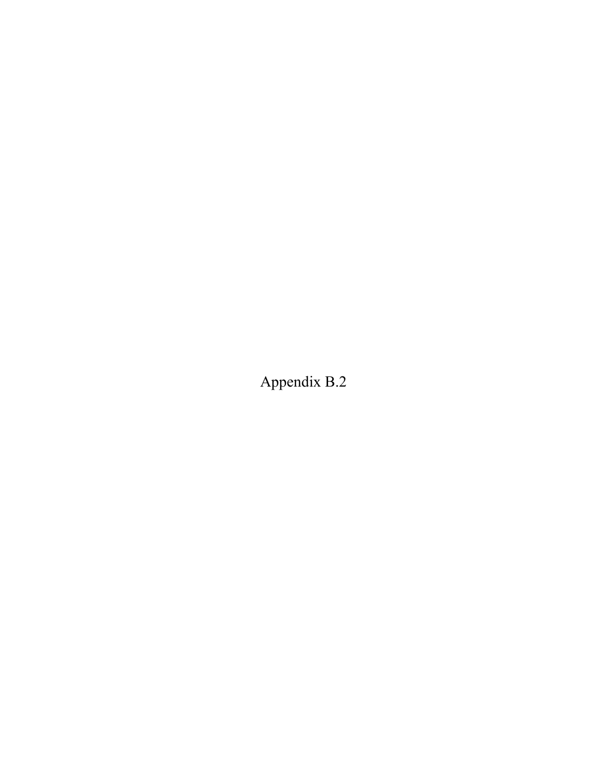# Appendix B.2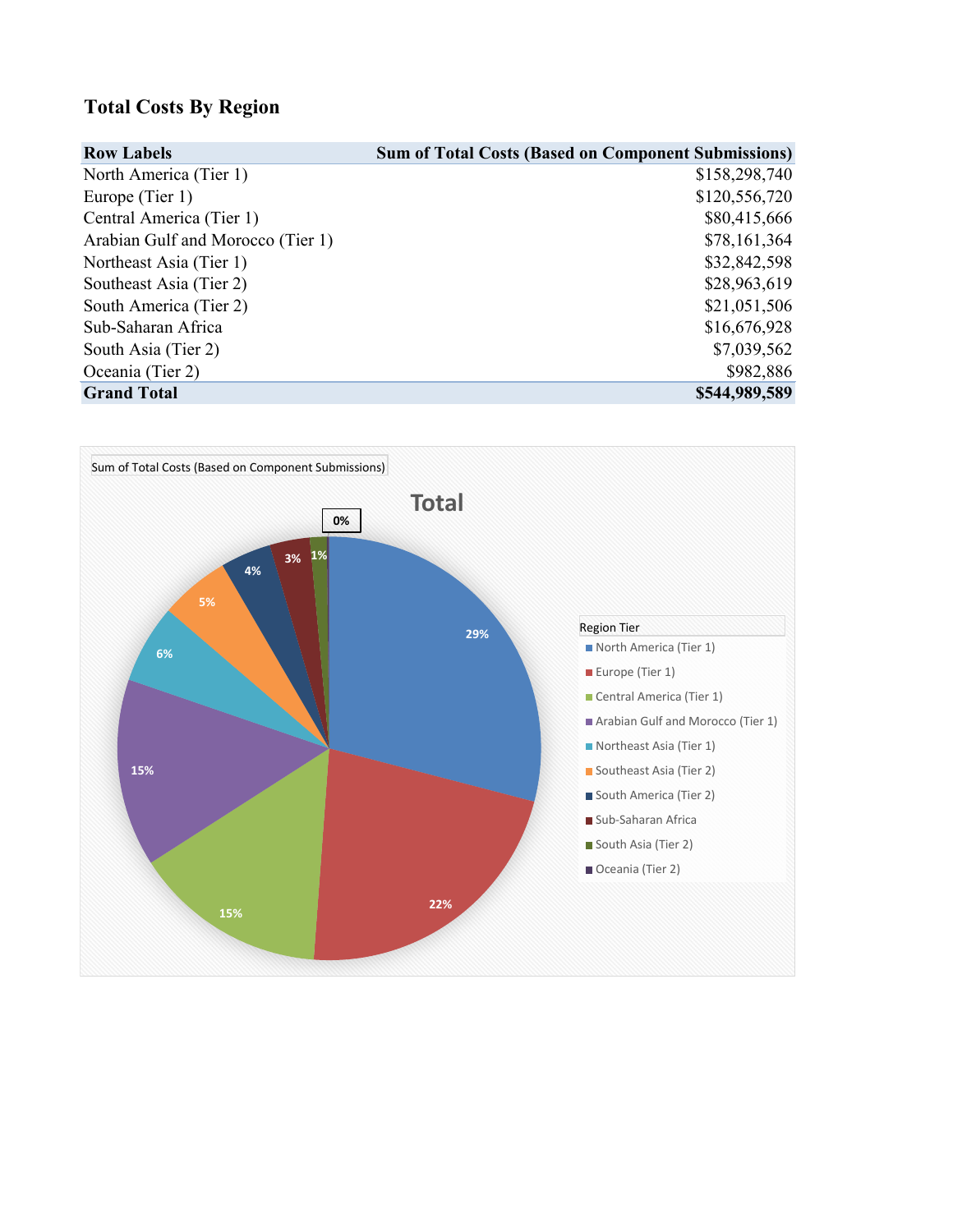## Total Costs By Region

| Row Labels | Sum of Total Costs (Based on Component Submissions) |
|---|---|
| North America (Tier 1) | $158,298,740 |
| Europe (Tier 1) | $120,556,720 |
| Central America (Tier 1) | $80,415,666 |
| Arabian Gulf and Morocco (Tier 1) | $78,161,364 |
| Northeast Asia (Tier 1) | $32,842,598 |
| Southeast Asia (Tier 2) | $28,963,619 |
| South America (Tier 2) | $21,051,506 |
| Sub-Saharan Africa | $16,676,928 |
| South Asia (Tier 2) | $7,039,562 |
| Oceania (Tier 2) | $982,886 |
| **Grand Total** | **$544,989,589** |

Sum of Total Costs (Based on Component Submissions)

**Total**

| Region Tier | % |
|---|---|
| North America (Tier 1) | 29% |
| Europe (Tier 1) | 22% |
| Central America (Tier 1) | 15% |
| Arabian Gulf and Morocco (Tier 1) | 15% |
| Northeast Asia (Tier 1) | 6% |
| Southeast Asia (Tier 2) | 5% |
| South America (Tier 2) | 4% |
| Sub-Saharan Africa | 3% |
| South Asia (Tier 2) | 1% |
| Oceania (Tier 2) | 0% |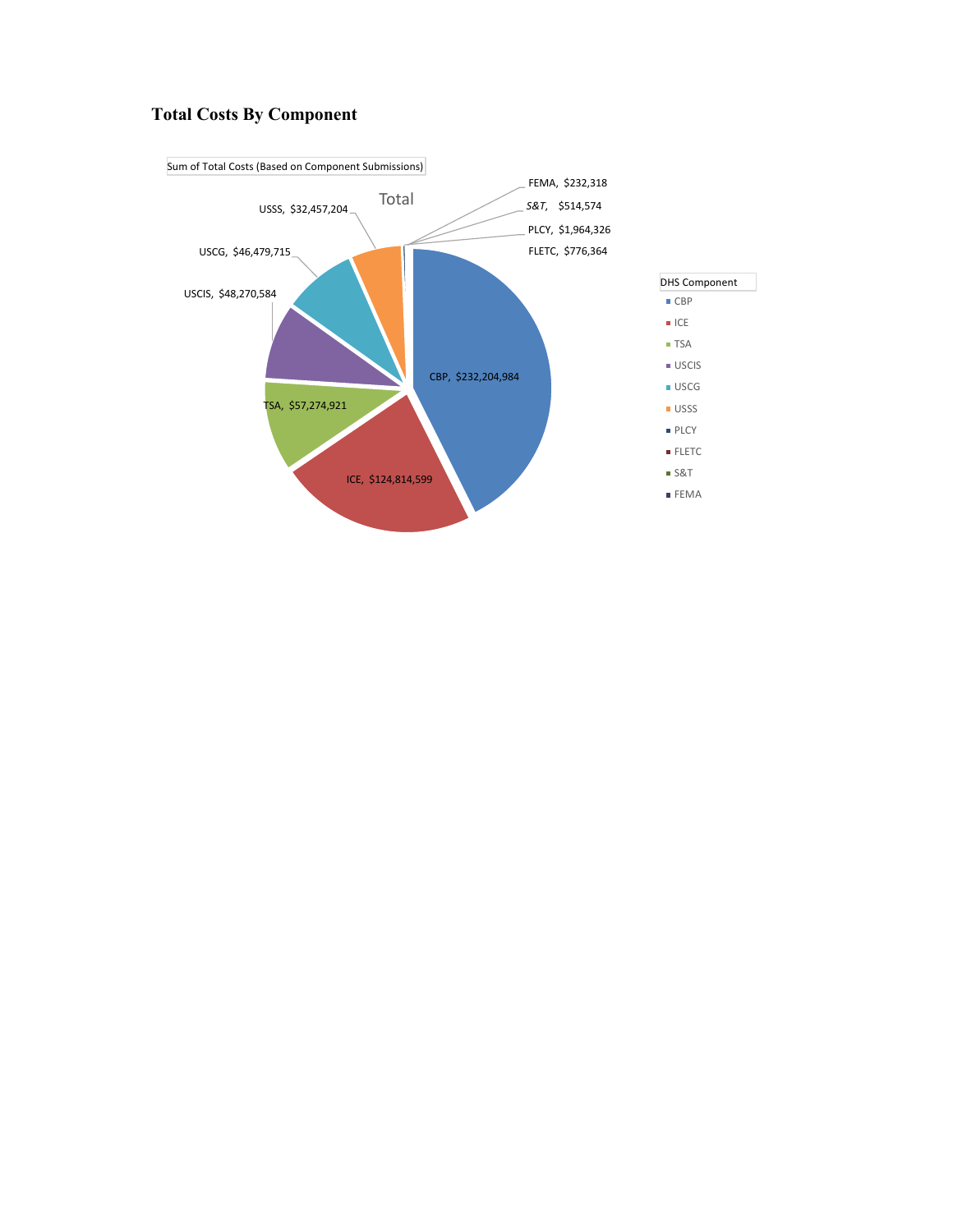# Total Costs By Component

Sum of Total Costs (Based on Component Submissions)

Total

| DHS Component | Total Costs |
|---|---|
| CBP | $232,204,984 |
| ICE | $124,814,599 |
| TSA | $57,274,921 |
| USCIS | $48,270,584 |
| USCG | $46,479,715 |
| USSS | $32,457,204 |
| PLCY | $1,964,326 |
| FLETC | $776,364 |
| S&T | $514,574 |
| FEMA | $232,318 |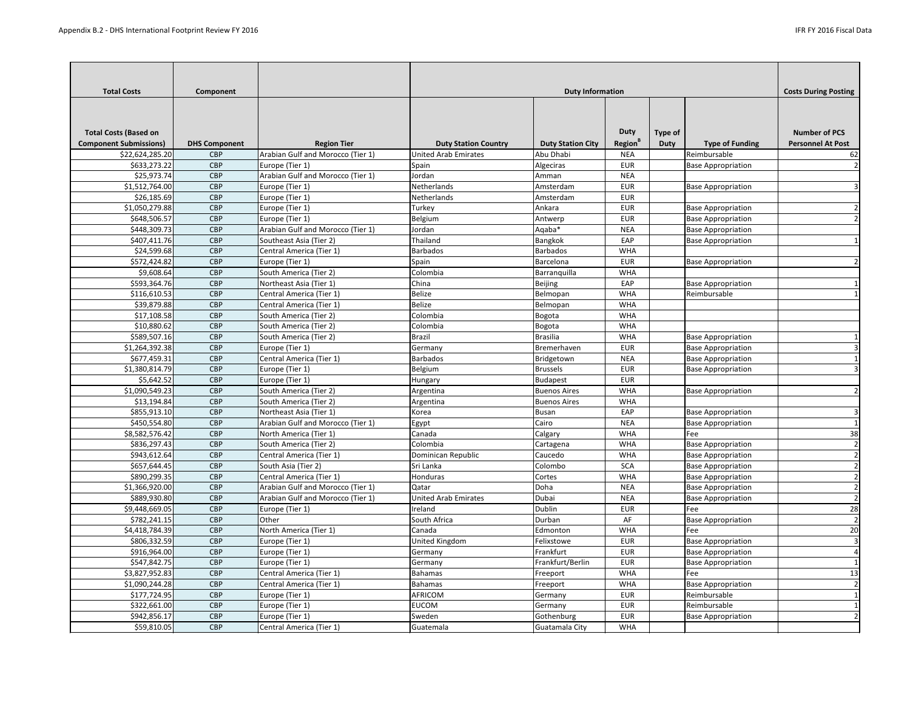| Total Costs | Component | | Duty Information | | | | | Costs During Posting |
|---|---|---|---|---|---|---|---|---|
| Total Costs (Based on Component Submissions) | DHS Component | Region Tier | Duty Station Country | Duty Station City | Duty Region[B] | Type of Duty | Type of Funding | Number of PCS Personnel At Post |
| $22,624,285.20 | CBP | Arabian Gulf and Morocco (Tier 1) | United Arab Emirates | Abu Dhabi | NEA | | Reimbursable | 62 |
| $633,273.22 | CBP | Europe (Tier 1) | Spain | Algeciras | EUR | | Base Appropriation | 2 |
| $25,973.74 | CBP | Arabian Gulf and Morocco (Tier 1) | Jordan | Amman | NEA | | | |
| $1,512,764.00 | CBP | Europe (Tier 1) | Netherlands | Amsterdam | EUR | | Base Appropriation | 3 |
| $26,185.69 | CBP | Europe (Tier 1) | Netherlands | Amsterdam | EUR | | | |
| $1,050,279.88 | CBP | Europe (Tier 1) | Turkey | Ankara | EUR | | Base Appropriation | 2 |
| $648,506.57 | CBP | Europe (Tier 1) | Belgium | Antwerp | EUR | | Base Appropriation | 2 |
| $448,309.73 | CBP | Arabian Gulf and Morocco (Tier 1) | Jordan | Aqaba* | NEA | | Base Appropriation | |
| $407,411.76 | CBP | Southeast Asia (Tier 2) | Thailand | Bangkok | EAP | | Base Appropriation | 1 |
| $24,599.68 | CBP | Central America (Tier 1) | Barbados | Barbados | WHA | | | |
| $572,424.82 | CBP | Europe (Tier 1) | Spain | Barcelona | EUR | | Base Appropriation | 2 |
| $9,608.64 | CBP | South America (Tier 2) | Colombia | Barranquilla | WHA | | | |
| $593,364.76 | CBP | Northeast Asia (Tier 1) | China | Beijing | EAP | | Base Appropriation | 1 |
| $116,610.53 | CBP | Central America (Tier 1) | Belize | Belmopan | WHA | | Reimbursable | 1 |
| $39,879.88 | CBP | Central America (Tier 1) | Belize | Belmopan | WHA | | | |
| $17,108.58 | CBP | South America (Tier 2) | Colombia | Bogota | WHA | | | |
| $10,880.62 | CBP | South America (Tier 2) | Colombia | Bogota | WHA | | | |
| $589,507.16 | CBP | South America (Tier 2) | Brazil | Brasilia | WHA | | Base Appropriation | 1 |
| $1,264,392.38 | CBP | Europe (Tier 1) | Germany | Bremerhaven | EUR | | Base Appropriation | 3 |
| $677,459.31 | CBP | Central America (Tier 1) | Barbados | Bridgetown | NEA | | Base Appropriation | 1 |
| $1,380,814.79 | CBP | Europe (Tier 1) | Belgium | Brussels | EUR | | Base Appropriation | 3 |
| $5,642.52 | CBP | Europe (Tier 1) | Hungary | Budapest | EUR | | | |
| $1,090,549.23 | CBP | South America (Tier 2) | Argentina | Buenos Aires | WHA | | Base Appropriation | 2 |
| $13,194.84 | CBP | South America (Tier 2) | Argentina | Buenos Aires | WHA | | | |
| $855,913.10 | CBP | Northeast Asia (Tier 1) | Korea | Busan | EAP | | Base Appropriation | 3 |
| $450,554.80 | CBP | Arabian Gulf and Morocco (Tier 1) | Egypt | Cairo | NEA | | Base Appropriation | 1 |
| $8,582,576.42 | CBP | North America (Tier 1) | Canada | Calgary | WHA | | Fee | 38 |
| $836,297.43 | CBP | South America (Tier 2) | Colombia | Cartagena | WHA | | Base Appropriation | 2 |
| $943,612.64 | CBP | Central America (Tier 1) | Dominican Republic | Caucedo | WHA | | Base Appropriation | 2 |
| $657,644.45 | CBP | South Asia (Tier 2) | Sri Lanka | Colombo | SCA | | Base Appropriation | 2 |
| $890,299.35 | CBP | Central America (Tier 1) | Honduras | Cortes | WHA | | Base Appropriation | 2 |
| $1,366,920.00 | CBP | Arabian Gulf and Morocco (Tier 1) | Qatar | Doha | NEA | | Base Appropriation | 2 |
| $889,930.80 | CBP | Arabian Gulf and Morocco (Tier 1) | United Arab Emirates | Dubai | NEA | | Base Appropriation | 2 |
| $9,448,669.05 | CBP | Europe (Tier 1) | Ireland | Dublin | EUR | | Fee | 28 |
| $782,241.15 | CBP | Other | South Africa | Durban | AF | | Base Appropriation | 2 |
| $4,418,784.39 | CBP | North America (Tier 1) | Canada | Edmonton | WHA | | Fee | 20 |
| $806,332.59 | CBP | Europe (Tier 1) | United Kingdom | Felixstowe | EUR | | Base Appropriation | 3 |
| $916,964.00 | CBP | Europe (Tier 1) | Germany | Frankfurt | EUR | | Base Appropriation | 4 |
| $547,842.75 | CBP | Europe (Tier 1) | Germany | Frankfurt/Berlin | EUR | | Base Appropriation | 1 |
| $3,827,952.83 | CBP | Central America (Tier 1) | Bahamas | Freeport | WHA | | Fee | 13 |
| $1,090,244.28 | CBP | Central America (Tier 1) | Bahamas | Freeport | WHA | | Base Appropriation | 2 |
| $177,724.95 | CBP | Europe (Tier 1) | AFRICOM | Germany | EUR | | Reimbursable | 1 |
| $322,661.00 | CBP | Europe (Tier 1) | EUCOM | Germany | EUR | | Reimbursable | 1 |
| $942,856.17 | CBP | Europe (Tier 1) | Sweden | Gothenburg | EUR | | Base Appropriation | 2 |
| $59,810.05 | CBP | Central America (Tier 1) | Guatemala | Guatamala City | WHA | | | |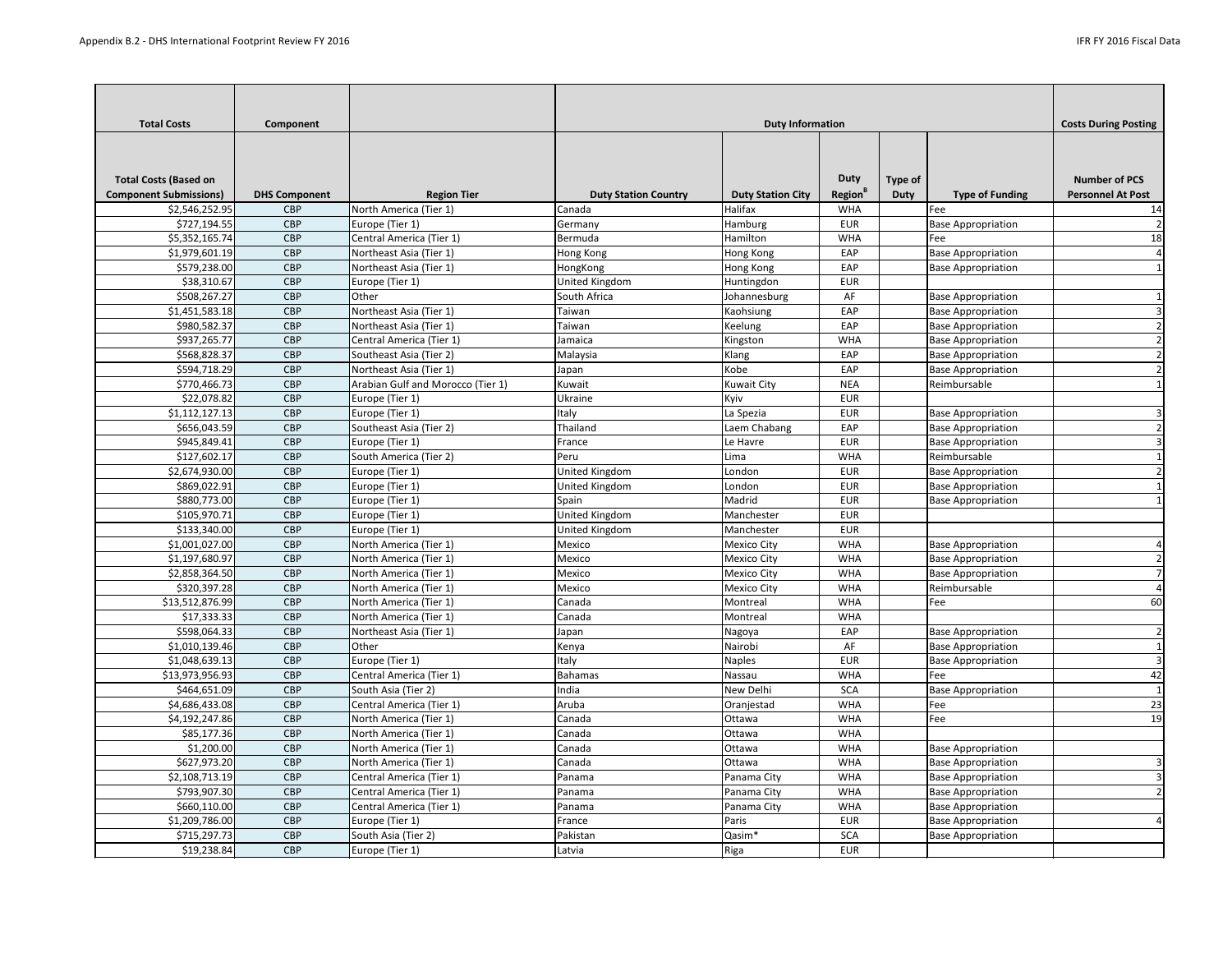| Total Costs | Component | | Duty Information | | | | | Costs During Posting |
|---|---|---|---|---|---|---|---|---|
| Total Costs (Based on Component Submissions) | DHS Component | Region Tier | Duty Station Country | Duty Station City | Duty Region[B] | Type of Duty | Type of Funding | Number of PCS Personnel At Post |
| $2,546,252.95 | CBP | North America (Tier 1) | Canada | Halifax | WHA | | Fee | 14 |
| $727,194.55 | CBP | Europe (Tier 1) | Germany | Hamburg | EUR | | Base Appropriation | 2 |
| $5,352,165.74 | CBP | Central America (Tier 1) | Bermuda | Hamilton | WHA | | Fee | 18 |
| $1,979,601.19 | CBP | Northeast Asia (Tier 1) | Hong Kong | Hong Kong | EAP | | Base Appropriation | 4 |
| $579,238.00 | CBP | Northeast Asia (Tier 1) | HongKong | Hong Kong | EAP | | Base Appropriation | 1 |
| $38,310.67 | CBP | Europe (Tier 1) | United Kingdom | Huntingdon | EUR | | | |
| $508,267.27 | CBP | Other | South Africa | Johannesburg | AF | | Base Appropriation | 1 |
| $1,451,583.18 | CBP | Northeast Asia (Tier 1) | Taiwan | Kaohsiung | EAP | | Base Appropriation | 3 |
| $980,582.37 | CBP | Northeast Asia (Tier 1) | Taiwan | Keelung | EAP | | Base Appropriation | 2 |
| $937,265.77 | CBP | Central America (Tier 1) | Jamaica | Kingston | WHA | | Base Appropriation | 2 |
| $568,828.37 | CBP | Southeast Asia (Tier 2) | Malaysia | Klang | EAP | | Base Appropriation | 2 |
| $594,718.29 | CBP | Northeast Asia (Tier 1) | Japan | Kobe | EAP | | Base Appropriation | 2 |
| $770,466.73 | CBP | Arabian Gulf and Morocco (Tier 1) | Kuwait | Kuwait City | NEA | | Reimbursable | 1 |
| $22,078.82 | CBP | Europe (Tier 1) | Ukraine | Kyiv | EUR | | | |
| $1,112,127.13 | CBP | Europe (Tier 1) | Italy | La Spezia | EUR | | Base Appropriation | 3 |
| $656,043.59 | CBP | Southeast Asia (Tier 2) | Thailand | Laem Chabang | EAP | | Base Appropriation | 2 |
| $945,849.41 | CBP | Europe (Tier 1) | France | Le Havre | EUR | | Base Appropriation | 3 |
| $127,602.17 | CBP | South America (Tier 2) | Peru | Lima | WHA | | Reimbursable | 1 |
| $2,674,930.00 | CBP | Europe (Tier 1) | United Kingdom | London | EUR | | Base Appropriation | 2 |
| $869,022.91 | CBP | Europe (Tier 1) | United Kingdom | London | EUR | | Base Appropriation | 1 |
| $880,773.00 | CBP | Europe (Tier 1) | Spain | Madrid | EUR | | Base Appropriation | 1 |
| $105,970.71 | CBP | Europe (Tier 1) | United Kingdom | Manchester | EUR | | | |
| $133,340.00 | CBP | Europe (Tier 1) | United Kingdom | Manchester | EUR | | | |
| $1,001,027.00 | CBP | North America (Tier 1) | Mexico | Mexico City | WHA | | Base Appropriation | 4 |
| $1,197,680.97 | CBP | North America (Tier 1) | Mexico | Mexico City | WHA | | Base Appropriation | 2 |
| $2,858,364.50 | CBP | North America (Tier 1) | Mexico | Mexico City | WHA | | Base Appropriation | 7 |
| $320,397.28 | CBP | North America (Tier 1) | Mexico | Mexico City | WHA | | Reimbursable | 4 |
| $13,512,876.99 | CBP | North America (Tier 1) | Canada | Montreal | WHA | | Fee | 60 |
| $17,333.33 | CBP | North America (Tier 1) | Canada | Montreal | WHA | | | |
| $598,064.33 | CBP | Northeast Asia (Tier 1) | Japan | Nagoya | EAP | | Base Appropriation | 2 |
| $1,010,139.46 | CBP | Other | Kenya | Nairobi | AF | | Base Appropriation | 1 |
| $1,048,639.13 | CBP | Europe (Tier 1) | Italy | Naples | EUR | | Base Appropriation | 3 |
| $13,973,956.93 | CBP | Central America (Tier 1) | Bahamas | Nassau | WHA | | Fee | 42 |
| $464,651.09 | CBP | South Asia (Tier 2) | India | New Delhi | SCA | | Base Appropriation | 1 |
| $4,686,433.08 | CBP | Central America (Tier 1) | Aruba | Oranjestad | WHA | | Fee | 23 |
| $4,192,247.86 | CBP | North America (Tier 1) | Canada | Ottawa | WHA | | Fee | 19 |
| $85,177.36 | CBP | North America (Tier 1) | Canada | Ottawa | WHA | | | |
| $1,200.00 | CBP | North America (Tier 1) | Canada | Ottawa | WHA | | Base Appropriation | |
| $627,973.20 | CBP | North America (Tier 1) | Canada | Ottawa | WHA | | Base Appropriation | 3 |
| $2,108,713.19 | CBP | Central America (Tier 1) | Panama | Panama City | WHA | | Base Appropriation | 3 |
| $793,907.30 | CBP | Central America (Tier 1) | Panama | Panama City | WHA | | Base Appropriation | 2 |
| $660,110.00 | CBP | Central America (Tier 1) | Panama | Panama City | WHA | | Base Appropriation | |
| $1,209,786.00 | CBP | Europe (Tier 1) | France | Paris | EUR | | Base Appropriation | 4 |
| $715,297.73 | CBP | South Asia (Tier 2) | Pakistan | Qasim* | SCA | | Base Appropriation | |
| $19,238.84 | CBP | Europe (Tier 1) | Latvia | Riga | EUR | | | |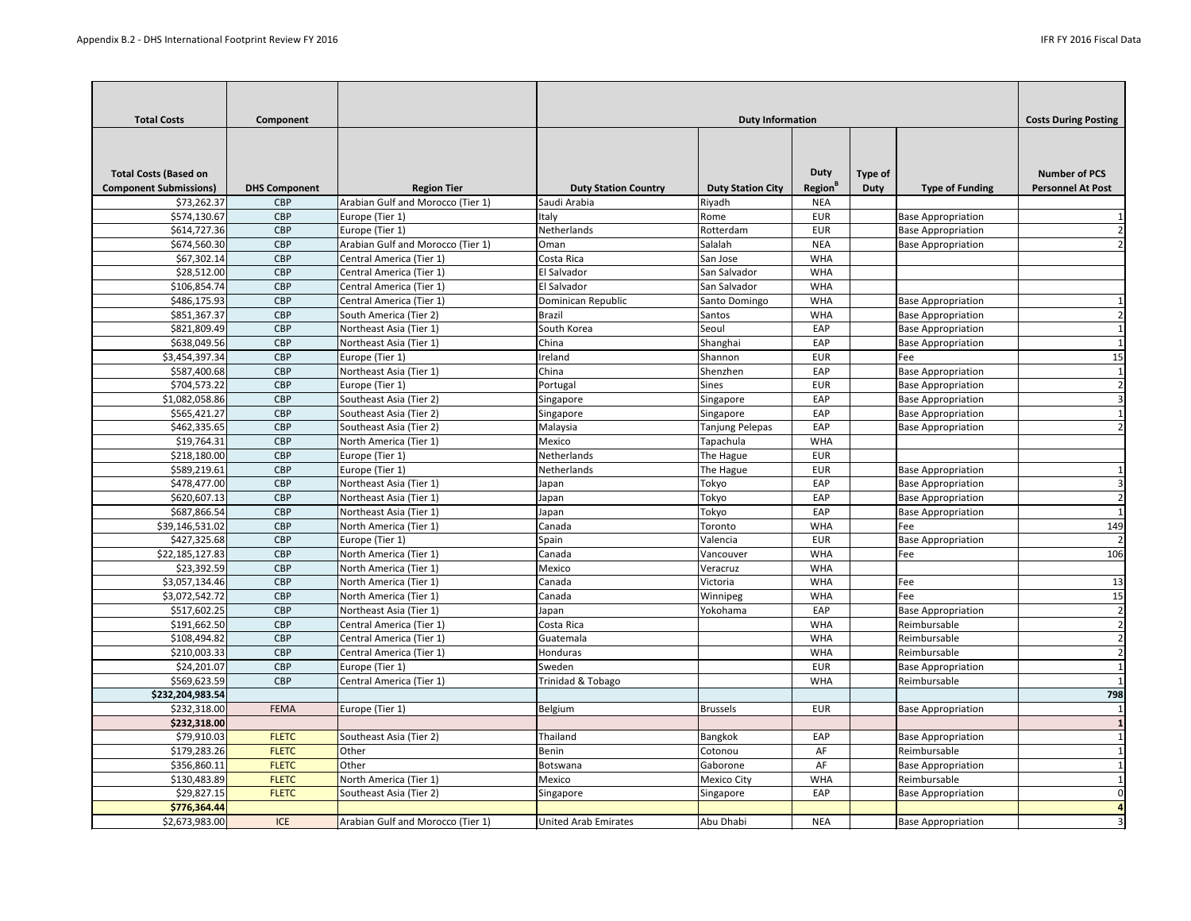| Total Costs | Component | | Duty Information | | | | | Costs During Posting |
|---|---|---|---|---|---|---|---|---|
| Total Costs (Based on Component Submissions) | DHS Component | Region Tier | Duty Station Country | Duty Station City | Duty Region[B] | Type of Duty | Type of Funding | Number of PCS Personnel At Post |
| $73,262.37 | CBP | Arabian Gulf and Morocco (Tier 1) | Saudi Arabia | Riyadh | NEA | | | |
| $574,130.67 | CBP | Europe (Tier 1) | Italy | Rome | EUR | | Base Appropriation | 1 |
| $614,727.36 | CBP | Europe (Tier 1) | Netherlands | Rotterdam | EUR | | Base Appropriation | 2 |
| $674,560.30 | CBP | Arabian Gulf and Morocco (Tier 1) | Oman | Salalah | NEA | | Base Appropriation | 2 |
| $67,302.14 | CBP | Central America (Tier 1) | Costa Rica | San Jose | WHA | | | |
| $28,512.00 | CBP | Central America (Tier 1) | El Salvador | San Salvador | WHA | | | |
| $106,854.74 | CBP | Central America (Tier 1) | El Salvador | San Salvador | WHA | | | |
| $486,175.93 | CBP | Central America (Tier 1) | Dominican Republic | Santo Domingo | WHA | | Base Appropriation | 1 |
| $851,367.37 | CBP | South America (Tier 2) | Brazil | Santos | WHA | | Base Appropriation | 2 |
| $821,809.49 | CBP | Northeast Asia (Tier 1) | South Korea | Seoul | EAP | | Base Appropriation | 1 |
| $638,049.56 | CBP | Northeast Asia (Tier 1) | China | Shanghai | EAP | | Base Appropriation | 1 |
| $3,454,397.34 | CBP | Europe (Tier 1) | Ireland | Shannon | EUR | | Fee | 15 |
| $587,400.68 | CBP | Northeast Asia (Tier 1) | China | Shenzhen | EAP | | Base Appropriation | 1 |
| $704,573.22 | CBP | Europe (Tier 1) | Portugal | Sines | EUR | | Base Appropriation | 2 |
| $1,082,058.86 | CBP | Southeast Asia (Tier 2) | Singapore | Singapore | EAP | | Base Appropriation | 3 |
| $565,421.27 | CBP | Southeast Asia (Tier 2) | Singapore | Singapore | EAP | | Base Appropriation | 1 |
| $462,335.65 | CBP | Southeast Asia (Tier 2) | Malaysia | Tanjung Pelepas | EAP | | Base Appropriation | 2 |
| $19,764.31 | CBP | North America (Tier 1) | Mexico | Tapachula | WHA | | | |
| $218,180.00 | CBP | Europe (Tier 1) | Netherlands | The Hague | EUR | | | |
| $589,219.61 | CBP | Europe (Tier 1) | Netherlands | The Hague | EUR | | Base Appropriation | 1 |
| $478,477.00 | CBP | Northeast Asia (Tier 1) | Japan | Tokyo | EAP | | Base Appropriation | 3 |
| $620,607.13 | CBP | Northeast Asia (Tier 1) | Japan | Tokyo | EAP | | Base Appropriation | 2 |
| $687,866.54 | CBP | Northeast Asia (Tier 1) | Japan | Tokyo | EAP | | Base Appropriation | 1 |
| $39,146,531.02 | CBP | North America (Tier 1) | Canada | Toronto | WHA | | Fee | 149 |
| $427,325.68 | CBP | Europe (Tier 1) | Spain | Valencia | EUR | | Base Appropriation | 2 |
| $22,185,127.83 | CBP | North America (Tier 1) | Canada | Vancouver | WHA | | Fee | 106 |
| $23,392.59 | CBP | North America (Tier 1) | Mexico | Veracruz | WHA | | | |
| $3,057,134.46 | CBP | North America (Tier 1) | Canada | Victoria | WHA | | Fee | 13 |
| $3,072,542.72 | CBP | North America (Tier 1) | Canada | Winnipeg | WHA | | Fee | 15 |
| $517,602.25 | CBP | Northeast Asia (Tier 1) | Japan | Yokohama | EAP | | Base Appropriation | 2 |
| $191,662.50 | CBP | Central America (Tier 1) | Costa Rica | | WHA | | Reimbursable | 2 |
| $108,494.82 | CBP | Central America (Tier 1) | Guatemala | | WHA | | Reimbursable | 2 |
| $210,003.33 | CBP | Central America (Tier 1) | Honduras | | WHA | | Reimbursable | 2 |
| $24,201.07 | CBP | Europe (Tier 1) | Sweden | | EUR | | Base Appropriation | 1 |
| $569,623.59 | CBP | Central America (Tier 1) | Trinidad & Tobago | | WHA | | Reimbursable | 1 |
| **$232,204,983.54** | | | | | | | | **798** |
| $232,318.00 | FEMA | Europe (Tier 1) | Belgium | Brussels | EUR | | Base Appropriation | 1 |
| **$232,318.00** | | | | | | | | **1** |
| $79,910.03 | FLETC | Southeast Asia (Tier 2) | Thailand | Bangkok | EAP | | Base Appropriation | 1 |
| $179,283.26 | FLETC | Other | Benin | Cotonou | AF | | Reimbursable | 1 |
| $356,860.11 | FLETC | Other | Botswana | Gaborone | AF | | Base Appropriation | 1 |
| $130,483.89 | FLETC | North America (Tier 1) | Mexico | Mexico City | WHA | | Reimbursable | 1 |
| $29,827.15 | FLETC | Southeast Asia (Tier 2) | Singapore | Singapore | EAP | | Base Appropriation | 0 |
| **$776,364.44** | | | | | | | | **4** |
| $2,673,983.00 | ICE | Arabian Gulf and Morocco (Tier 1) | United Arab Emirates | Abu Dhabi | NEA | | Base Appropriation | 3 |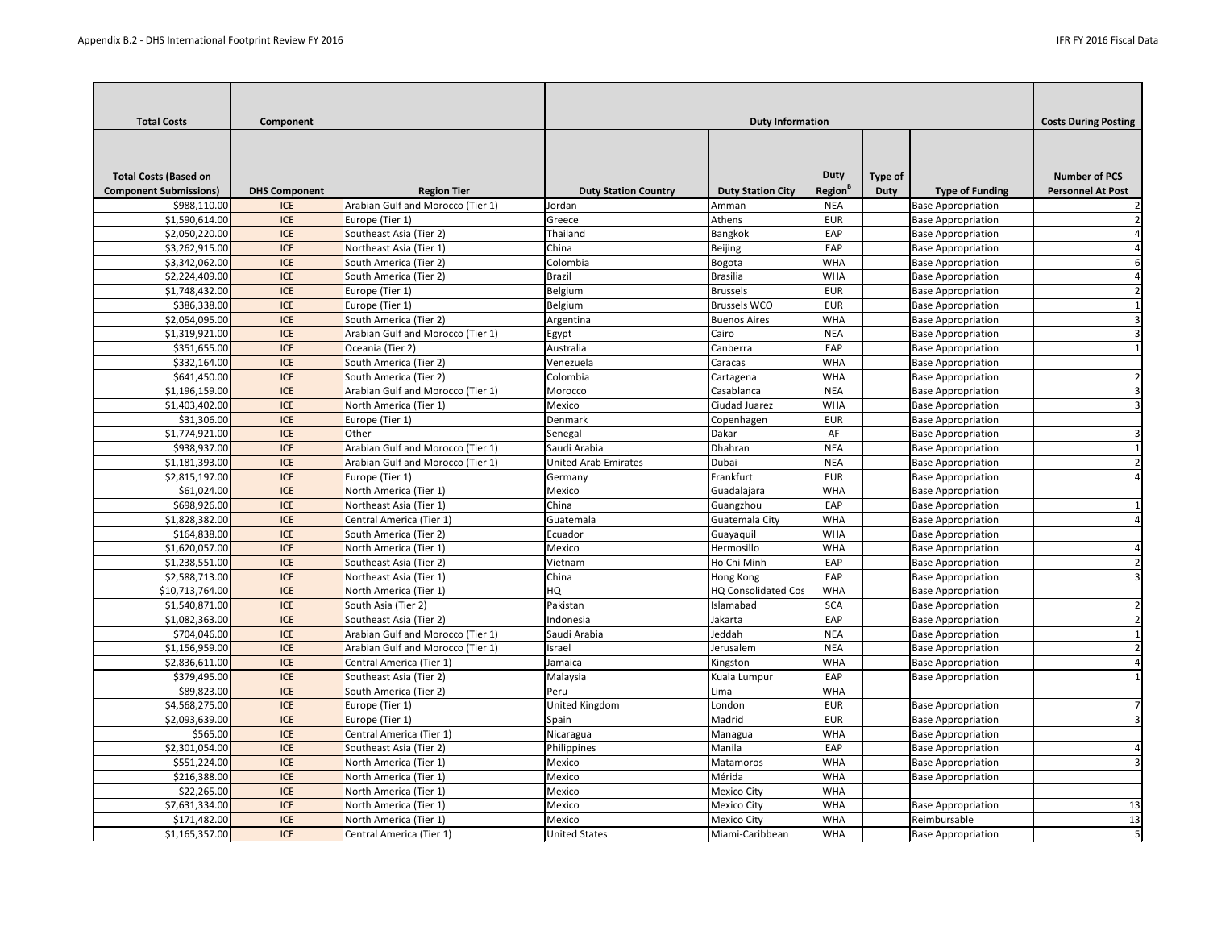| Total Costs | Component | | Duty Information | | | | | Costs During Posting |
|---|---|---|---|---|---|---|---|---|
| Total Costs (Based on Component Submissions) | DHS Component | Region Tier | Duty Station Country | Duty Station City | Duty Region[B] | Type of Duty | Type of Funding | Number of PCS Personnel At Post |
| $988,110.00 | ICE | Arabian Gulf and Morocco (Tier 1) | Jordan | Amman | NEA | | Base Appropriation | 2 |
| $1,590,614.00 | ICE | Europe (Tier 1) | Greece | Athens | EUR | | Base Appropriation | 2 |
| $2,050,220.00 | ICE | Southeast Asia (Tier 2) | Thailand | Bangkok | EAP | | Base Appropriation | 4 |
| $3,262,915.00 | ICE | Northeast Asia (Tier 1) | China | Beijing | EAP | | Base Appropriation | 4 |
| $3,342,062.00 | ICE | South America (Tier 2) | Colombia | Bogota | WHA | | Base Appropriation | 6 |
| $2,224,409.00 | ICE | South America (Tier 2) | Brazil | Brasilia | WHA | | Base Appropriation | 4 |
| $1,748,432.00 | ICE | Europe (Tier 1) | Belgium | Brussels | EUR | | Base Appropriation | 2 |
| $386,338.00 | ICE | Europe (Tier 1) | Belgium | Brussels WCO | EUR | | Base Appropriation | 1 |
| $2,054,095.00 | ICE | South America (Tier 2) | Argentina | Buenos Aires | WHA | | Base Appropriation | 3 |
| $1,319,921.00 | ICE | Arabian Gulf and Morocco (Tier 1) | Egypt | Cairo | NEA | | Base Appropriation | 3 |
| $351,655.00 | ICE | Oceania (Tier 2) | Australia | Canberra | EAP | | Base Appropriation | 1 |
| $332,164.00 | ICE | South America (Tier 2) | Venezuela | Caracas | WHA | | Base Appropriation | |
| $641,450.00 | ICE | South America (Tier 2) | Colombia | Cartagena | WHA | | Base Appropriation | 2 |
| $1,196,159.00 | ICE | Arabian Gulf and Morocco (Tier 1) | Morocco | Casablanca | NEA | | Base Appropriation | 3 |
| $1,403,402.00 | ICE | North America (Tier 1) | Mexico | Ciudad Juarez | WHA | | Base Appropriation | 3 |
| $31,306.00 | ICE | Europe (Tier 1) | Denmark | Copenhagen | EUR | | Base Appropriation | |
| $1,774,921.00 | ICE | Other | Senegal | Dakar | AF | | Base Appropriation | 3 |
| $938,937.00 | ICE | Arabian Gulf and Morocco (Tier 1) | Saudi Arabia | Dhahran | NEA | | Base Appropriation | 1 |
| $1,181,393.00 | ICE | Arabian Gulf and Morocco (Tier 1) | United Arab Emirates | Dubai | NEA | | Base Appropriation | 2 |
| $2,815,197.00 | ICE | Europe (Tier 1) | Germany | Frankfurt | EUR | | Base Appropriation | 4 |
| $61,024.00 | ICE | North America (Tier 1) | Mexico | Guadalajara | WHA | | Base Appropriation | |
| $698,926.00 | ICE | Northeast Asia (Tier 1) | China | Guangzhou | EAP | | Base Appropriation | 1 |
| $1,828,382.00 | ICE | Central America (Tier 1) | Guatemala | Guatemala City | WHA | | Base Appropriation | 4 |
| $164,838.00 | ICE | South America (Tier 2) | Ecuador | Guayaquil | WHA | | Base Appropriation | |
| $1,620,057.00 | ICE | North America (Tier 1) | Mexico | Hermosillo | WHA | | Base Appropriation | 4 |
| $1,238,551.00 | ICE | Southeast Asia (Tier 2) | Vietnam | Ho Chi Minh | EAP | | Base Appropriation | 2 |
| $2,588,713.00 | ICE | Northeast Asia (Tier 1) | China | Hong Kong | EAP | | Base Appropriation | 3 |
| $10,713,764.00 | ICE | North America (Tier 1) | HQ | HQ Consolidated Cos | WHA | | Base Appropriation | |
| $1,540,871.00 | ICE | South Asia (Tier 2) | Pakistan | Islamabad | SCA | | Base Appropriation | 2 |
| $1,082,363.00 | ICE | Southeast Asia (Tier 2) | Indonesia | Jakarta | EAP | | Base Appropriation | 2 |
| $704,046.00 | ICE | Arabian Gulf and Morocco (Tier 1) | Saudi Arabia | Jeddah | NEA | | Base Appropriation | 1 |
| $1,156,959.00 | ICE | Arabian Gulf and Morocco (Tier 1) | Israel | Jerusalem | NEA | | Base Appropriation | 2 |
| $2,836,611.00 | ICE | Central America (Tier 1) | Jamaica | Kingston | WHA | | Base Appropriation | 4 |
| $379,495.00 | ICE | Southeast Asia (Tier 2) | Malaysia | Kuala Lumpur | EAP | | Base Appropriation | 1 |
| $89,823.00 | ICE | South America (Tier 2) | Peru | Lima | WHA | | | |
| $4,568,275.00 | ICE | Europe (Tier 1) | United Kingdom | London | EUR | | Base Appropriation | 7 |
| $2,093,639.00 | ICE | Europe (Tier 1) | Spain | Madrid | EUR | | Base Appropriation | 3 |
| $565.00 | ICE | Central America (Tier 1) | Nicaragua | Managua | WHA | | Base Appropriation | |
| $2,301,054.00 | ICE | Southeast Asia (Tier 2) | Philippines | Manila | EAP | | Base Appropriation | 4 |
| $551,224.00 | ICE | North America (Tier 1) | Mexico | Matamoros | WHA | | Base Appropriation | 3 |
| $216,388.00 | ICE | North America (Tier 1) | Mexico | Mérida | WHA | | Base Appropriation | |
| $22,265.00 | ICE | North America (Tier 1) | Mexico | Mexico City | WHA | | | |
| $7,631,334.00 | ICE | North America (Tier 1) | Mexico | Mexico City | WHA | | Base Appropriation | 13 |
| $171,482.00 | ICE | North America (Tier 1) | Mexico | Mexico City | WHA | | Reimbursable | 13 |
| $1,165,357.00 | ICE | Central America (Tier 1) | United States | Miami-Caribbean | WHA | | Base Appropriation | 5 |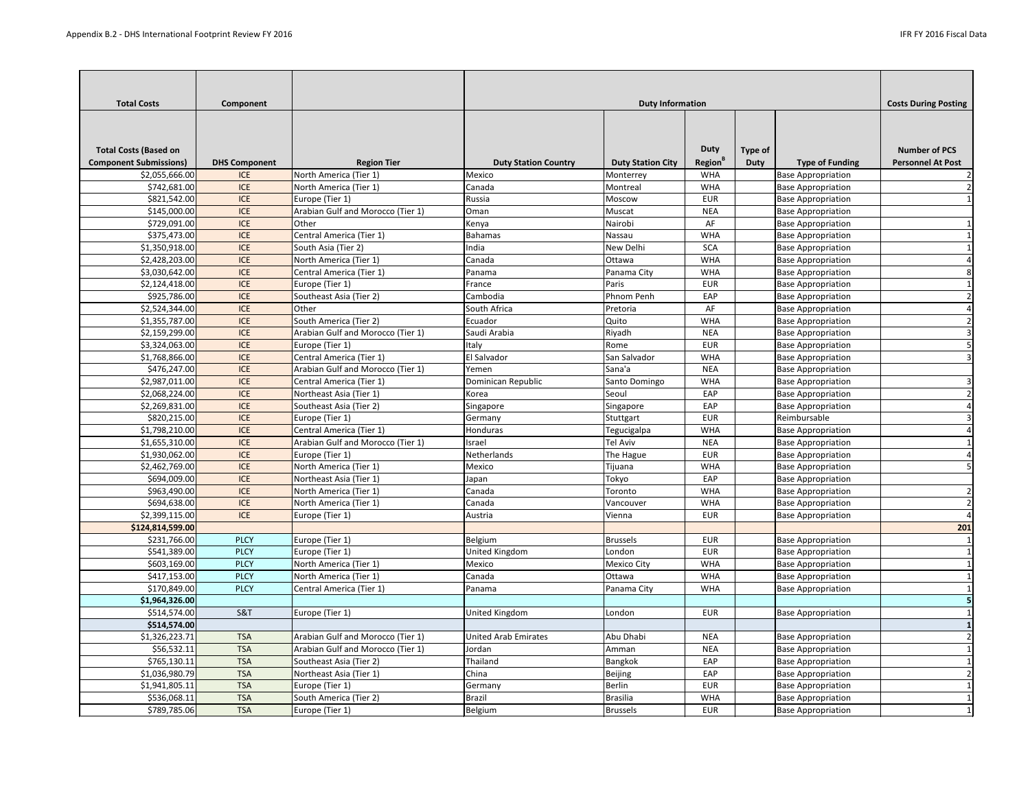| Total Costs | Component | | Duty Information | | | | | Costs During Posting |
|---|---|---|---|---|---|---|---|---|
| Total Costs (Based on Component Submissions) | DHS Component | Region Tier | Duty Station Country | Duty Station City | Duty Region[B] | Type of Duty | Type of Funding | Number of PCS Personnel At Post |
| $2,055,666.00 | ICE | North America (Tier 1) | Mexico | Monterrey | WHA | | Base Appropriation | 2 |
| $742,681.00 | ICE | North America (Tier 1) | Canada | Montreal | WHA | | Base Appropriation | 2 |
| $821,542.00 | ICE | Europe (Tier 1) | Russia | Moscow | EUR | | Base Appropriation | 1 |
| $145,000.00 | ICE | Arabian Gulf and Morocco (Tier 1) | Oman | Muscat | NEA | | Base Appropriation | |
| $729,091.00 | ICE | Other | Kenya | Nairobi | AF | | Base Appropriation | 1 |
| $375,473.00 | ICE | Central America (Tier 1) | Bahamas | Nassau | WHA | | Base Appropriation | 1 |
| $1,350,918.00 | ICE | South Asia (Tier 2) | India | New Delhi | SCA | | Base Appropriation | 1 |
| $2,428,203.00 | ICE | North America (Tier 1) | Canada | Ottawa | WHA | | Base Appropriation | 4 |
| $3,030,642.00 | ICE | Central America (Tier 1) | Panama | Panama City | WHA | | Base Appropriation | 8 |
| $2,124,418.00 | ICE | Europe (Tier 1) | France | Paris | EUR | | Base Appropriation | 1 |
| $925,786.00 | ICE | Southeast Asia (Tier 2) | Cambodia | Phnom Penh | EAP | | Base Appropriation | 2 |
| $2,524,344.00 | ICE | Other | South Africa | Pretoria | AF | | Base Appropriation | 4 |
| $1,355,787.00 | ICE | South America (Tier 2) | Ecuador | Quito | WHA | | Base Appropriation | 2 |
| $2,159,299.00 | ICE | Arabian Gulf and Morocco (Tier 1) | Saudi Arabia | Riyadh | NEA | | Base Appropriation | 3 |
| $3,324,063.00 | ICE | Europe (Tier 1) | Italy | Rome | EUR | | Base Appropriation | 5 |
| $1,768,866.00 | ICE | Central America (Tier 1) | El Salvador | San Salvador | WHA | | Base Appropriation | 3 |
| $476,247.00 | ICE | Arabian Gulf and Morocco (Tier 1) | Yemen | Sana'a | NEA | | Base Appropriation | |
| $2,987,011.00 | ICE | Central America (Tier 1) | Dominican Republic | Santo Domingo | WHA | | Base Appropriation | 3 |
| $2,068,224.00 | ICE | Northeast Asia (Tier 1) | Korea | Seoul | EAP | | Base Appropriation | 2 |
| $2,269,831.00 | ICE | Southeast Asia (Tier 2) | Singapore | Singapore | EAP | | Base Appropriation | 4 |
| $820,215.00 | ICE | Europe (Tier 1) | Germany | Stuttgart | EUR | | Reimbursable | 3 |
| $1,798,210.00 | ICE | Central America (Tier 1) | Honduras | Tegucigalpa | WHA | | Base Appropriation | 4 |
| $1,655,310.00 | ICE | Arabian Gulf and Morocco (Tier 1) | Israel | Tel Aviv | NEA | | Base Appropriation | 1 |
| $1,930,062.00 | ICE | Europe (Tier 1) | Netherlands | The Hague | EUR | | Base Appropriation | 4 |
| $2,462,769.00 | ICE | North America (Tier 1) | Mexico | Tijuana | WHA | | Base Appropriation | 5 |
| $694,009.00 | ICE | Northeast Asia (Tier 1) | Japan | Tokyo | EAP | | Base Appropriation | |
| $963,490.00 | ICE | North America (Tier 1) | Canada | Toronto | WHA | | Base Appropriation | 2 |
| $694,638.00 | ICE | North America (Tier 1) | Canada | Vancouver | WHA | | Base Appropriation | 2 |
| $2,399,115.00 | ICE | Europe (Tier 1) | Austria | Vienna | EUR | | Base Appropriation | 4 |
| **$124,814,599.00** | | | | | | | | **201** |
| $231,766.00 | PLCY | Europe (Tier 1) | Belgium | Brussels | EUR | | Base Appropriation | 1 |
| $541,389.00 | PLCY | Europe (Tier 1) | United Kingdom | London | EUR | | Base Appropriation | 1 |
| $603,169.00 | PLCY | North America (Tier 1) | Mexico | Mexico City | WHA | | Base Appropriation | 1 |
| $417,153.00 | PLCY | North America (Tier 1) | Canada | Ottawa | WHA | | Base Appropriation | 1 |
| $170,849.00 | PLCY | Central America (Tier 1) | Panama | Panama City | WHA | | Base Appropriation | 1 |
| **$1,964,326.00** | | | | | | | | **5** |
| $514,574.00 | S&T | Europe (Tier 1) | United Kingdom | London | EUR | | Base Appropriation | 1 |
| **$514,574.00** | | | | | | | | **1** |
| $1,326,223.71 | TSA | Arabian Gulf and Morocco (Tier 1) | United Arab Emirates | Abu Dhabi | NEA | | Base Appropriation | 2 |
| $56,532.11 | TSA | Arabian Gulf and Morocco (Tier 1) | Jordan | Amman | NEA | | Base Appropriation | 1 |
| $765,130.11 | TSA | Southeast Asia (Tier 2) | Thailand | Bangkok | EAP | | Base Appropriation | 1 |
| $1,036,980.79 | TSA | Northeast Asia (Tier 1) | China | Beijing | EAP | | Base Appropriation | 2 |
| $1,941,805.11 | TSA | Europe (Tier 1) | Germany | Berlin | EUR | | Base Appropriation | 1 |
| $536,068.11 | TSA | South America (Tier 2) | Brazil | Brasilia | WHA | | Base Appropriation | 1 |
| $789,785.06 | TSA | Europe (Tier 1) | Belgium | Brussels | EUR | | Base Appropriation | 1 |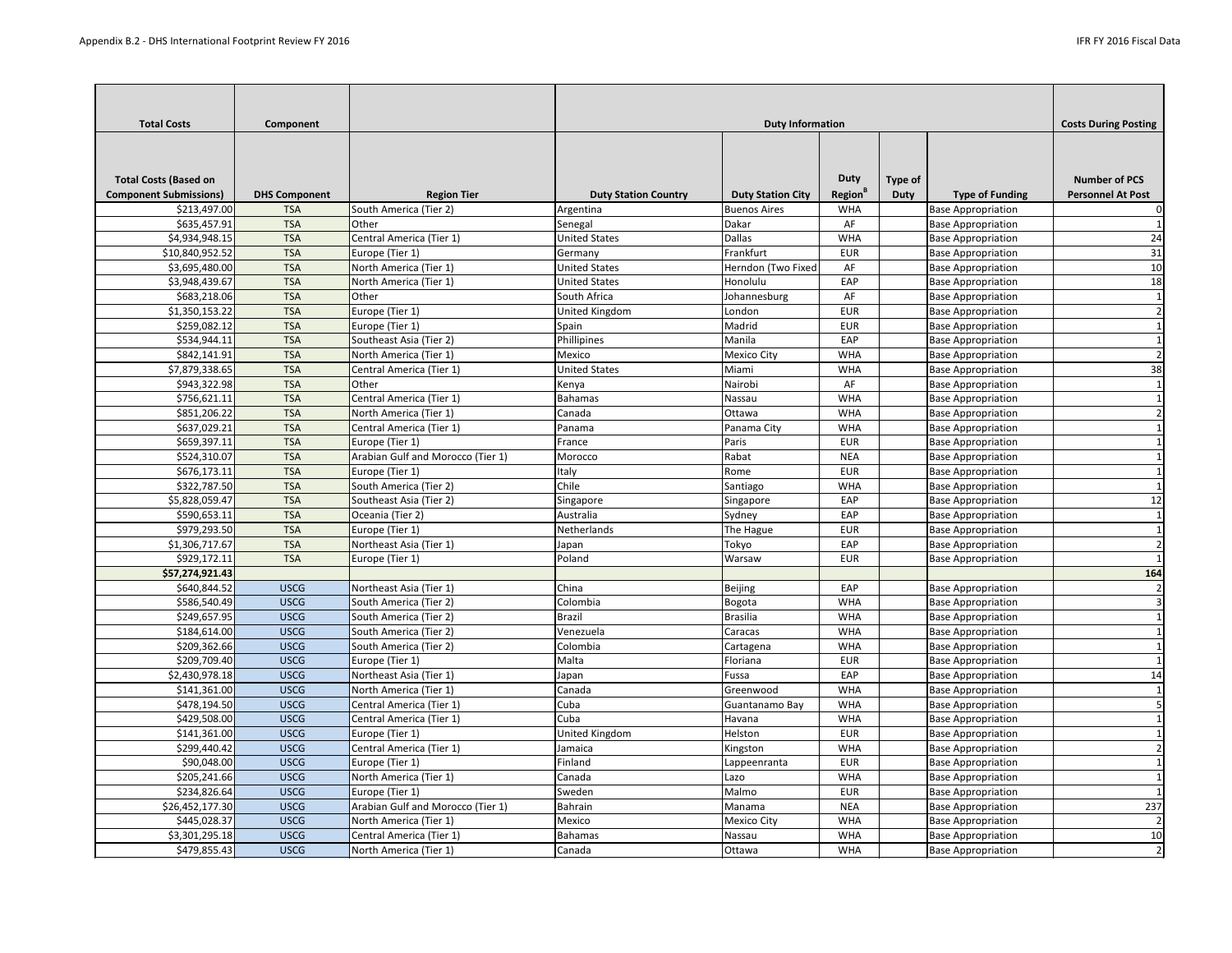| Total Costs | Component | | Duty Information | | | | | Costs During Posting |
|---|---|---|---|---|---|---|---|---|
| Total Costs (Based on Component Submissions) | DHS Component | Region Tier | Duty Station Country | Duty Station City | Duty Region[B] | Type of Duty | Type of Funding | Number of PCS Personnel At Post |
| $213,497.00 | TSA | South America (Tier 2) | Argentina | Buenos Aires | WHA | | Base Appropriation | 0 |
| $635,457.91 | TSA | Other | Senegal | Dakar | AF | | Base Appropriation | 1 |
| $4,934,948.15 | TSA | Central America (Tier 1) | United States | Dallas | WHA | | Base Appropriation | 24 |
| $10,840,952.52 | TSA | Europe (Tier 1) | Germany | Frankfurt | EUR | | Base Appropriation | 31 |
| $3,695,480.00 | TSA | North America (Tier 1) | United States | Herndon (Two Fixed | AF | | Base Appropriation | 10 |
| $3,948,439.67 | TSA | North America (Tier 1) | United States | Honolulu | EAP | | Base Appropriation | 18 |
| $683,218.06 | TSA | Other | South Africa | Johannesburg | AF | | Base Appropriation | 1 |
| $1,350,153.22 | TSA | Europe (Tier 1) | United Kingdom | London | EUR | | Base Appropriation | 2 |
| $259,082.12 | TSA | Europe (Tier 1) | Spain | Madrid | EUR | | Base Appropriation | 1 |
| $534,944.11 | TSA | Southeast Asia (Tier 2) | Phillipines | Manila | EAP | | Base Appropriation | 1 |
| $842,141.91 | TSA | North America (Tier 1) | Mexico | Mexico City | WHA | | Base Appropriation | 2 |
| $7,879,338.65 | TSA | Central America (Tier 1) | United States | Miami | WHA | | Base Appropriation | 38 |
| $943,322.98 | TSA | Other | Kenya | Nairobi | AF | | Base Appropriation | 1 |
| $756,621.11 | TSA | Central America (Tier 1) | Bahamas | Nassau | WHA | | Base Appropriation | 1 |
| $851,206.22 | TSA | North America (Tier 1) | Canada | Ottawa | WHA | | Base Appropriation | 2 |
| $637,029.21 | TSA | Central America (Tier 1) | Panama | Panama City | WHA | | Base Appropriation | 1 |
| $659,397.11 | TSA | Europe (Tier 1) | France | Paris | EUR | | Base Appropriation | 1 |
| $524,310.07 | TSA | Arabian Gulf and Morocco (Tier 1) | Morocco | Rabat | NEA | | Base Appropriation | 1 |
| $676,173.11 | TSA | Europe (Tier 1) | Italy | Rome | EUR | | Base Appropriation | 1 |
| $322,787.50 | TSA | South America (Tier 2) | Chile | Santiago | WHA | | Base Appropriation | 1 |
| $5,828,059.47 | TSA | Southeast Asia (Tier 2) | Singapore | Singapore | EAP | | Base Appropriation | 12 |
| $590,653.11 | TSA | Oceania (Tier 2) | Australia | Sydney | EAP | | Base Appropriation | 1 |
| $979,293.50 | TSA | Europe (Tier 1) | Netherlands | The Hague | EUR | | Base Appropriation | 1 |
| $1,306,717.67 | TSA | Northeast Asia (Tier 1) | Japan | Tokyo | EAP | | Base Appropriation | 2 |
| $929,172.11 | TSA | Europe (Tier 1) | Poland | Warsaw | EUR | | Base Appropriation | 1 |
| **$57,274,921.43** | | | | | | | | **164** |
| $640,844.52 | USCG | Northeast Asia (Tier 1) | China | Beijing | EAP | | Base Appropriation | 2 |
| $586,540.49 | USCG | South America (Tier 2) | Colombia | Bogota | WHA | | Base Appropriation | 3 |
| $249,657.95 | USCG | South America (Tier 2) | Brazil | Brasilia | WHA | | Base Appropriation | 1 |
| $184,614.00 | USCG | South America (Tier 2) | Venezuela | Caracas | WHA | | Base Appropriation | 1 |
| $209,362.66 | USCG | South America (Tier 2) | Colombia | Cartagena | WHA | | Base Appropriation | 1 |
| $209,709.40 | USCG | Europe (Tier 1) | Malta | Floriana | EUR | | Base Appropriation | 1 |
| $2,430,978.18 | USCG | Northeast Asia (Tier 1) | Japan | Fussa | EAP | | Base Appropriation | 14 |
| $141,361.00 | USCG | North America (Tier 1) | Canada | Greenwood | WHA | | Base Appropriation | 1 |
| $478,194.50 | USCG | Central America (Tier 1) | Cuba | Guantanamo Bay | WHA | | Base Appropriation | 5 |
| $429,508.00 | USCG | Central America (Tier 1) | Cuba | Havana | WHA | | Base Appropriation | 1 |
| $141,361.00 | USCG | Europe (Tier 1) | United Kingdom | Helston | EUR | | Base Appropriation | 1 |
| $299,440.42 | USCG | Central America (Tier 1) | Jamaica | Kingston | WHA | | Base Appropriation | 2 |
| $90,048.00 | USCG | Europe (Tier 1) | Finland | Lappeenranta | EUR | | Base Appropriation | 1 |
| $205,241.66 | USCG | North America (Tier 1) | Canada | Lazo | WHA | | Base Appropriation | 1 |
| $234,826.64 | USCG | Europe (Tier 1) | Sweden | Malmo | EUR | | Base Appropriation | 1 |
| $26,452,177.30 | USCG | Arabian Gulf and Morocco (Tier 1) | Bahrain | Manama | NEA | | Base Appropriation | 237 |
| $445,028.37 | USCG | North America (Tier 1) | Mexico | Mexico City | WHA | | Base Appropriation | 2 |
| $3,301,295.18 | USCG | Central America (Tier 1) | Bahamas | Nassau | WHA | | Base Appropriation | 10 |
| $479,855.43 | USCG | North America (Tier 1) | Canada | Ottawa | WHA | | Base Appropriation | 2 |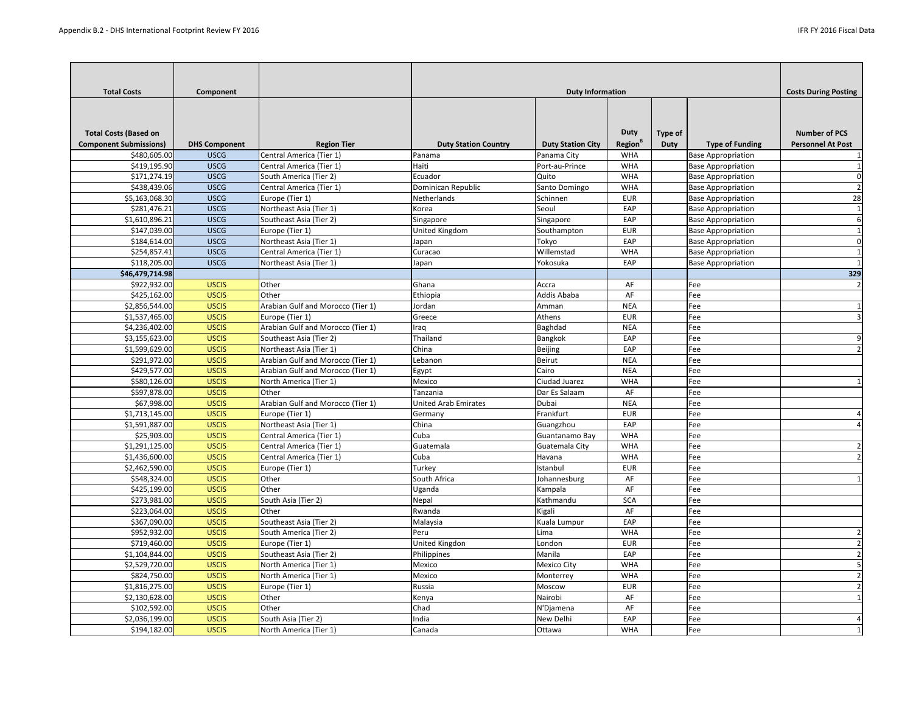| Total Costs | Component | | Duty Information | | | | | Costs During Posting |
|---|---|---|---|---|---|---|---|---|
| Total Costs (Based on Component Submissions) | DHS Component | Region Tier | Duty Station Country | Duty Station City | Duty Region[B] | Type of Duty | Type of Funding | Number of PCS Personnel At Post |
| $480,605.00 | USCG | Central America (Tier 1) | Panama | Panama City | WHA | | Base Appropriation | 1 |
| $419,195.90 | USCG | Central America (Tier 1) | Haiti | Port-au-Prince | WHA | | Base Appropriation | 1 |
| $171,274.19 | USCG | South America (Tier 2) | Ecuador | Quito | WHA | | Base Appropriation | 0 |
| $438,439.06 | USCG | Central America (Tier 1) | Dominican Republic | Santo Domingo | WHA | | Base Appropriation | 2 |
| $5,163,068.30 | USCG | Europe (Tier 1) | Netherlands | Schinnen | EUR | | Base Appropriation | 28 |
| $281,476.21 | USCG | Northeast Asia (Tier 1) | Korea | Seoul | EAP | | Base Appropriation | 1 |
| $1,610,896.21 | USCG | Southeast Asia (Tier 2) | Singapore | Singapore | EAP | | Base Appropriation | 6 |
| $147,039.00 | USCG | Europe (Tier 1) | United Kingdom | Southampton | EUR | | Base Appropriation | 1 |
| $184,614.00 | USCG | Northeast Asia (Tier 1) | Japan | Tokyo | EAP | | Base Appropriation | 0 |
| $254,857.41 | USCG | Central America (Tier 1) | Curacao | Willemstad | WHA | | Base Appropriation | 1 |
| $118,205.00 | USCG | Northeast Asia (Tier 1) | Japan | Yokosuka | EAP | | Base Appropriation | 1 |
| **$46,479,714.98** | | | | | | | | **329** |
| $922,932.00 | USCIS | Other | Ghana | Accra | AF | | Fee | 2 |
| $425,162.00 | USCIS | Other | Ethiopia | Addis Ababa | AF | | Fee | |
| $2,856,544.00 | USCIS | Arabian Gulf and Morocco (Tier 1) | Jordan | Amman | NEA | | Fee | 1 |
| $1,537,465.00 | USCIS | Europe (Tier 1) | Greece | Athens | EUR | | Fee | 3 |
| $4,236,402.00 | USCIS | Arabian Gulf and Morocco (Tier 1) | Iraq | Baghdad | NEA | | Fee | |
| $3,155,623.00 | USCIS | Southeast Asia (Tier 2) | Thailand | Bangkok | EAP | | Fee | 9 |
| $1,599,629.00 | USCIS | Northeast Asia (Tier 1) | China | Beijing | EAP | | Fee | 2 |
| $291,972.00 | USCIS | Arabian Gulf and Morocco (Tier 1) | Lebanon | Beirut | NEA | | Fee | |
| $429,577.00 | USCIS | Arabian Gulf and Morocco (Tier 1) | Egypt | Cairo | NEA | | Fee | |
| $580,126.00 | USCIS | North America (Tier 1) | Mexico | Ciudad Juarez | WHA | | Fee | 1 |
| $597,878.00 | USCIS | Other | Tanzania | Dar Es Salaam | AF | | Fee | |
| $67,998.00 | USCIS | Arabian Gulf and Morocco (Tier 1) | United Arab Emirates | Dubai | NEA | | Fee | |
| $1,713,145.00 | USCIS | Europe (Tier 1) | Germany | Frankfurt | EUR | | Fee | 4 |
| $1,591,887.00 | USCIS | Northeast Asia (Tier 1) | China | Guangzhou | EAP | | Fee | 4 |
| $25,903.00 | USCIS | Central America (Tier 1) | Cuba | Guantanamo Bay | WHA | | Fee | |
| $1,291,125.00 | USCIS | Central America (Tier 1) | Guatemala | Guatemala City | WHA | | Fee | 2 |
| $1,436,600.00 | USCIS | Central America (Tier 1) | Cuba | Havana | WHA | | Fee | 2 |
| $2,462,590.00 | USCIS | Europe (Tier 1) | Turkey | Istanbul | EUR | | Fee | |
| $548,324.00 | USCIS | Other | South Africa | Johannesburg | AF | | Fee | 1 |
| $425,199.00 | USCIS | Other | Uganda | Kampala | AF | | Fee | |
| $273,981.00 | USCIS | South Asia (Tier 2) | Nepal | Kathmandu | SCA | | Fee | |
| $223,064.00 | USCIS | Other | Rwanda | Kigali | AF | | Fee | |
| $367,090.00 | USCIS | Southeast Asia (Tier 2) | Malaysia | Kuala Lumpur | EAP | | Fee | |
| $952,932.00 | USCIS | South America (Tier 2) | Peru | Lima | WHA | | Fee | 2 |
| $719,460.00 | USCIS | Europe (Tier 1) | United Kingdon | London | EUR | | Fee | 2 |
| $1,104,844.00 | USCIS | Southeast Asia (Tier 2) | Philippines | Manila | EAP | | Fee | 2 |
| $2,529,720.00 | USCIS | North America (Tier 1) | Mexico | Mexico City | WHA | | Fee | 5 |
| $824,750.00 | USCIS | North America (Tier 1) | Mexico | Monterrey | WHA | | Fee | 2 |
| $1,816,275.00 | USCIS | Europe (Tier 1) | Russia | Moscow | EUR | | Fee | 2 |
| $2,130,628.00 | USCIS | Other | Kenya | Nairobi | AF | | Fee | 1 |
| $102,592.00 | USCIS | Other | Chad | N'Djamena | AF | | Fee | |
| $2,036,199.00 | USCIS | South Asia (Tier 2) | India | New Delhi | EAP | | Fee | 4 |
| $194,182.00 | USCIS | North America (Tier 1) | Canada | Ottawa | WHA | | Fee | 1 |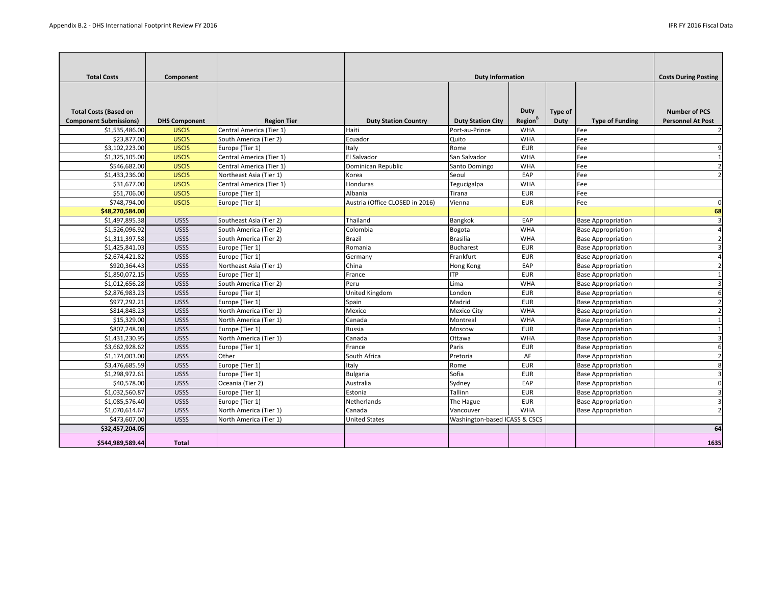| Total Costs | Component | | Duty Information | | | | | Costs During Posting |
|---|---|---|---|---|---|---|---|---|
| Total Costs (Based on Component Submissions) | DHS Component | Region Tier | Duty Station Country | Duty Station City | Duty Region[B] | Type of Duty | Type of Funding | Number of PCS Personnel At Post |
| $1,535,486.00 | USCIS | Central America (Tier 1) | Haiti | Port-au-Prince | WHA | | Fee | 2 |
| $23,877.00 | USCIS | South America (Tier 2) | Ecuador | Quito | WHA | | Fee | |
| $3,102,223.00 | USCIS | Europe (Tier 1) | Italy | Rome | EUR | | Fee | 9 |
| $1,325,105.00 | USCIS | Central America (Tier 1) | El Salvador | San Salvador | WHA | | Fee | 1 |
| $546,682.00 | USCIS | Central America (Tier 1) | Dominican Republic | Santo Domingo | WHA | | Fee | 2 |
| $1,433,236.00 | USCIS | Northeast Asia (Tier 1) | Korea | Seoul | EAP | | Fee | 2 |
| $31,677.00 | USCIS | Central America (Tier 1) | Honduras | Tegucigalpa | WHA | | Fee | |
| $51,706.00 | USCIS | Europe (Tier 1) | Albania | Tirana | EUR | | Fee | |
| $748,794.00 | USCIS | Europe (Tier 1) | Austria (Office CLOSED in 2016) | Vienna | EUR | | Fee | 0 |
| **$48,270,584.00** | | | | | | | | **68** |
| $1,497,895.38 | USSS | Southeast Asia (Tier 2) | Thailand | Bangkok | EAP | | Base Appropriation | 3 |
| $1,526,096.92 | USSS | South America (Tier 2) | Colombia | Bogota | WHA | | Base Appropriation | 4 |
| $1,311,397.58 | USSS | South America (Tier 2) | Brazil | Brasilia | WHA | | Base Appropriation | 2 |
| $1,425,841.03 | USSS | Europe (Tier 1) | Romania | Bucharest | EUR | | Base Appropriation | 3 |
| $2,674,421.82 | USSS | Europe (Tier 1) | Germany | Frankfurt | EUR | | Base Appropriation | 4 |
| $920,364.43 | USSS | Northeast Asia (Tier 1) | China | Hong Kong | EAP | | Base Appropriation | 2 |
| $1,850,072.15 | USSS | Europe (Tier 1) | France | ITP | EUR | | Base Appropriation | 1 |
| $1,012,656.28 | USSS | South America (Tier 2) | Peru | Lima | WHA | | Base Appropriation | 3 |
| $2,876,983.23 | USSS | Europe (Tier 1) | United Kingdom | London | EUR | | Base Appropriation | 6 |
| $977,292.21 | USSS | Europe (Tier 1) | Spain | Madrid | EUR | | Base Appropriation | 2 |
| $814,848.23 | USSS | North America (Tier 1) | Mexico | Mexico City | WHA | | Base Appropriation | 2 |
| $15,329.00 | USSS | North America (Tier 1) | Canada | Montreal | WHA | | Base Appropriation | 1 |
| $807,248.08 | USSS | Europe (Tier 1) | Russia | Moscow | EUR | | Base Appropriation | 1 |
| $1,431,230.95 | USSS | North America (Tier 1) | Canada | Ottawa | WHA | | Base Appropriation | 3 |
| $3,662,928.62 | USSS | Europe (Tier 1) | France | Paris | EUR | | Base Appropriation | 6 |
| $1,174,003.00 | USSS | Other | South Africa | Pretoria | AF | | Base Appropriation | 2 |
| $3,476,685.59 | USSS | Europe (Tier 1) | Italy | Rome | EUR | | Base Appropriation | 8 |
| $1,298,972.61 | USSS | Europe (Tier 1) | Bulgaria | Sofia | EUR | | Base Appropriation | 3 |
| $40,578.00 | USSS | Oceania (Tier 2) | Australia | Sydney | EAP | | Base Appropriation | 0 |
| $1,032,560.87 | USSS | Europe (Tier 1) | Estonia | Tallinn | EUR | | Base Appropriation | 3 |
| $1,085,576.40 | USSS | Europe (Tier 1) | Netherlands | The Hague | EUR | | Base Appropriation | 3 |
| $1,070,614.67 | USSS | North America (Tier 1) | Canada | Vancouver | WHA | | Base Appropriation | 2 |
| $473,607.00 | USSS | North America (Tier 1) | United States | Washington-based ICASS & CSCS | | | | |
| **$32,457,204.05** | | | | | | | | **64** |
| **$544,989,589.44** | **Total** | | | | | | | **1635** |